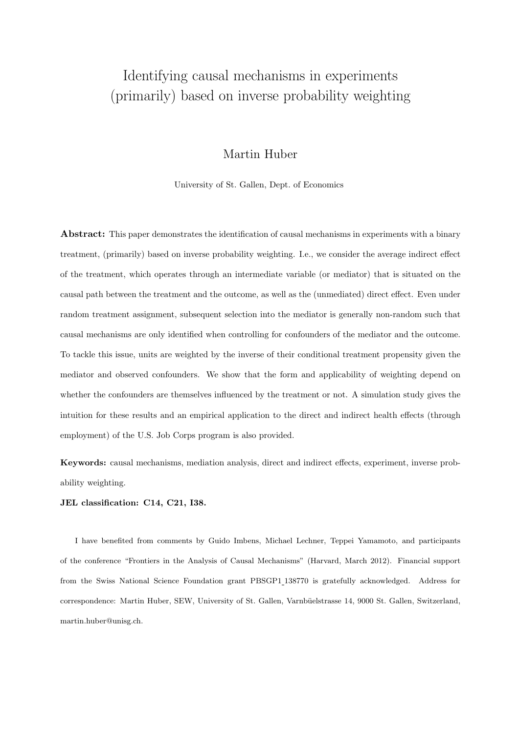# Identifying causal mechanisms in experiments (primarily) based on inverse probability weighting

Martin Huber

University of St. Gallen, Dept. of Economics

**Abstract:** This paper demonstrates the identification of causal mechanisms in experiments with a binary treatment, (primarily) based on inverse probability weighting. I.e., we consider the average indirect effect of the treatment, which operates through an intermediate variable (or mediator) that is situated on the causal path between the treatment and the outcome, as well as the (unmediated) direct effect. Even under random treatment assignment, subsequent selection into the mediator is generally non-random such that causal mechanisms are only identified when controlling for confounders of the mediator and the outcome. To tackle this issue, units are weighted by the inverse of their conditional treatment propensity given the mediator and observed confounders. We show that the form and applicability of weighting depend on whether the confounders are themselves influenced by the treatment or not. A simulation study gives the intuition for these results and an empirical application to the direct and indirect health effects (through employment) of the U.S. Job Corps program is also provided.

**Keywords:** causal mechanisms, mediation analysis, direct and indirect effects, experiment, inverse probability weighting.

**JEL classification: C14, C21, I38.**

I have benefited from comments by Guido Imbens, Michael Lechner, Teppei Yamamoto, and participants of the conference "Frontiers in the Analysis of Causal Mechanisms" (Harvard, March 2012). Financial support from the Swiss National Science Foundation grant PBSGP1_138770 is gratefully acknowledged. Address for correspondence: Martin Huber, SEW, University of St. Gallen, Varnbüelstrasse 14, 9000 St. Gallen, Switzerland, martin.huber@unisg.ch.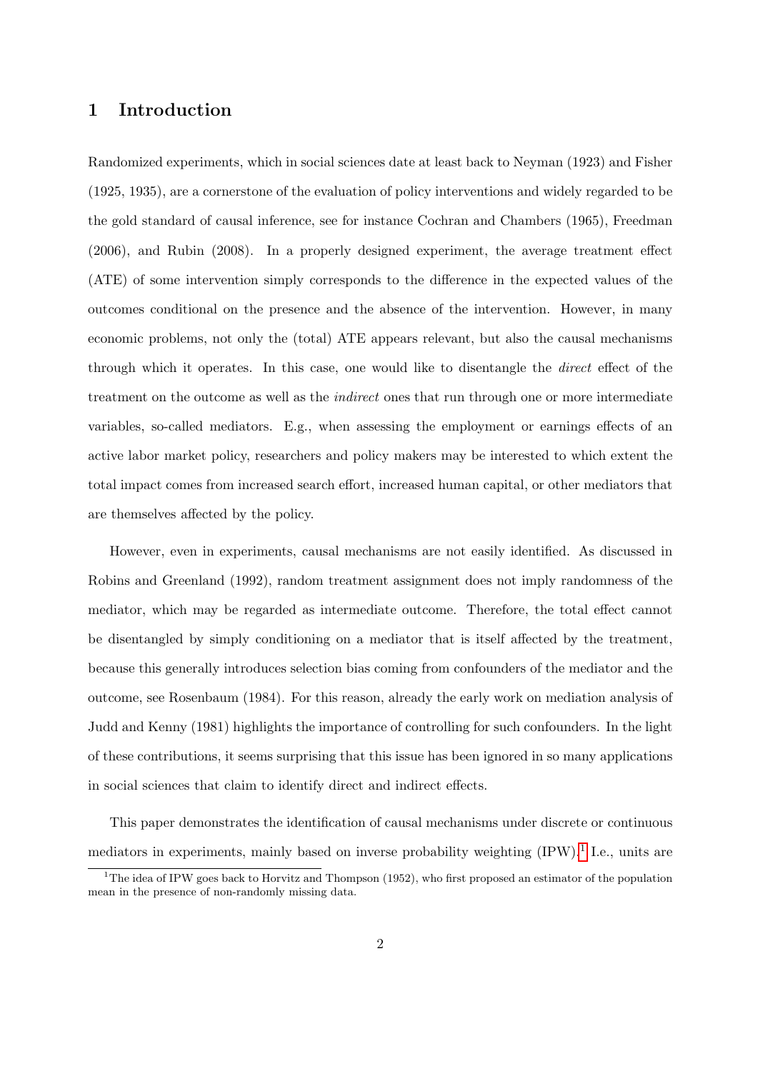## 1 Introduction

Randomized experiments, which in social sciences date at least back to Neyman (1923) and Fisher (1925, 1935), are a cornerstone of the evaluation of policy interventions and widely regarded to be the gold standard of causal inference, see for instance Cochran and Chambers (1965), Freedman (2006), and Rubin (2008). In a properly designed experiment, the average treatment effect (ATE) of some intervention simply corresponds to the difference in the expected values of the outcomes conditional on the presence and the absence of the intervention. However, in many economic problems, not only the (total) ATE appears relevant, but also the causal mechanisms through which it operates. In this case, one would like to disentangle the *direct* effect of the treatment on the outcome as well as the *indirect* ones that run through one or more intermediate variables, so-called mediators. E.g., when assessing the employment or earnings effects of an active labor market policy, researchers and policy makers may be interested to which extent the total impact comes from increased search effort, increased human capital, or other mediators that are themselves affected by the policy.

However, even in experiments, causal mechanisms are not easily identified. As discussed in Robins and Greenland (1992), random treatment assignment does not imply randomness of the mediator, which may be regarded as intermediate outcome. Therefore, the total effect cannot be disentangled by simply conditioning on a mediator that is itself affected by the treatment, because this generally introduces selection bias coming from confounders of the mediator and the outcome, see Rosenbaum (1984). For this reason, already the early work on mediation analysis of Judd and Kenny (1981) highlights the importance of controlling for such confounders. In the light of these contributions, it seems surprising that this issue has been ignored in so many applications in social sciences that claim to identify direct and indirect effects.

This paper demonstrates the identification of causal mechanisms under discrete or continuous mediators in experiments, mainly based on inverse probability weighting (IPW).[1] I.e., units are

[1] The idea of IPW goes back to Horvitz and Thompson (1952), who first proposed an estimator of the population mean in the presence of non-randomly missing data.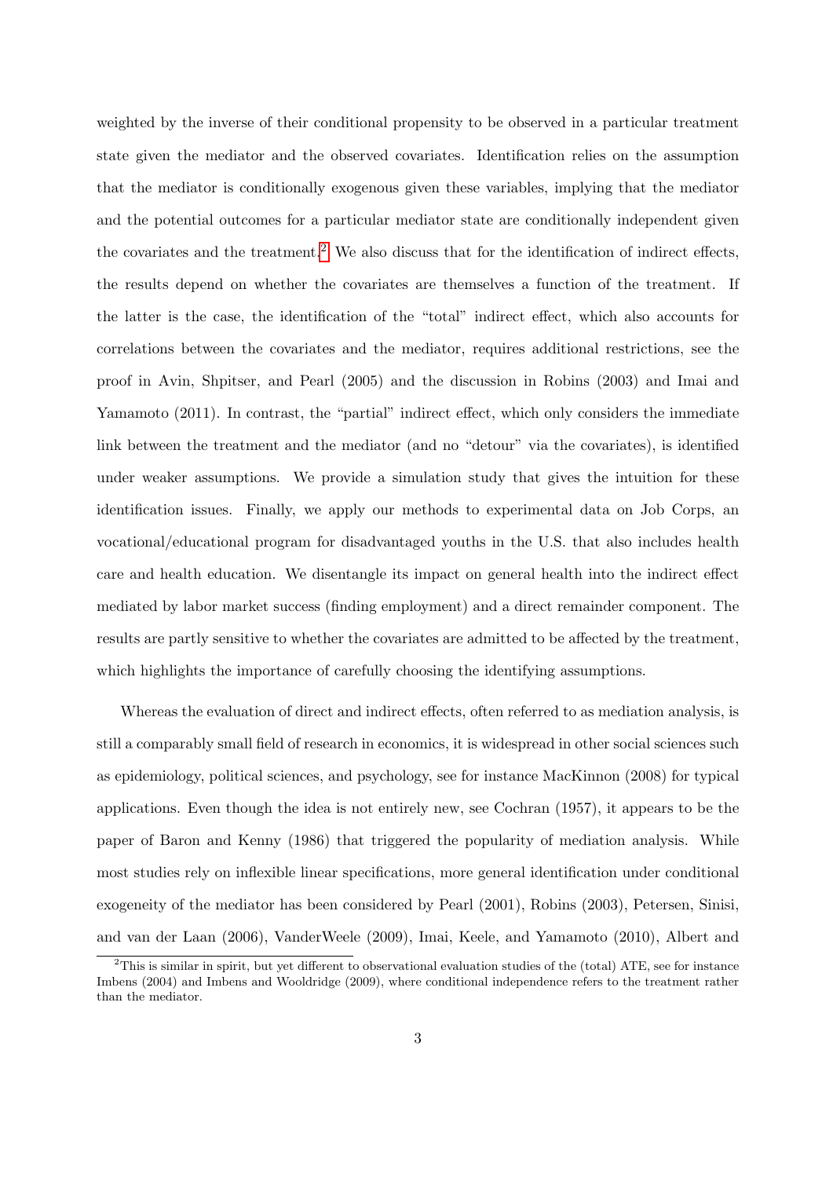weighted by the inverse of their conditional propensity to be observed in a particular treatment state given the mediator and the observed covariates. Identification relies on the assumption that the mediator is conditionally exogenous given these variables, implying that the mediator and the potential outcomes for a particular mediator state are conditionally independent given the covariates and the treatment.[2] We also discuss that for the identification of indirect effects, the results depend on whether the covariates are themselves a function of the treatment. If the latter is the case, the identification of the "total" indirect effect, which also accounts for correlations between the covariates and the mediator, requires additional restrictions, see the proof in Avin, Shpitser, and Pearl (2005) and the discussion in Robins (2003) and Imai and Yamamoto (2011). In contrast, the "partial" indirect effect, which only considers the immediate link between the treatment and the mediator (and no "detour" via the covariates), is identified under weaker assumptions. We provide a simulation study that gives the intuition for these identification issues. Finally, we apply our methods to experimental data on Job Corps, an vocational/educational program for disadvantaged youths in the U.S. that also includes health care and health education. We disentangle its impact on general health into the indirect effect mediated by labor market success (finding employment) and a direct remainder component. The results are partly sensitive to whether the covariates are admitted to be affected by the treatment, which highlights the importance of carefully choosing the identifying assumptions.

Whereas the evaluation of direct and indirect effects, often referred to as mediation analysis, is still a comparably small field of research in economics, it is widespread in other social sciences such as epidemiology, political sciences, and psychology, see for instance MacKinnon (2008) for typical applications. Even though the idea is not entirely new, see Cochran (1957), it appears to be the paper of Baron and Kenny (1986) that triggered the popularity of mediation analysis. While most studies rely on inflexible linear specifications, more general identification under conditional exogeneity of the mediator has been considered by Pearl (2001), Robins (2003), Petersen, Sinisi, and van der Laan (2006), VanderWeele (2009), Imai, Keele, and Yamamoto (2010), Albert and

[2] This is similar in spirit, but yet different to observational evaluation studies of the (total) ATE, see for instance Imbens (2004) and Imbens and Wooldridge (2009), where conditional independence refers to the treatment rather than the mediator.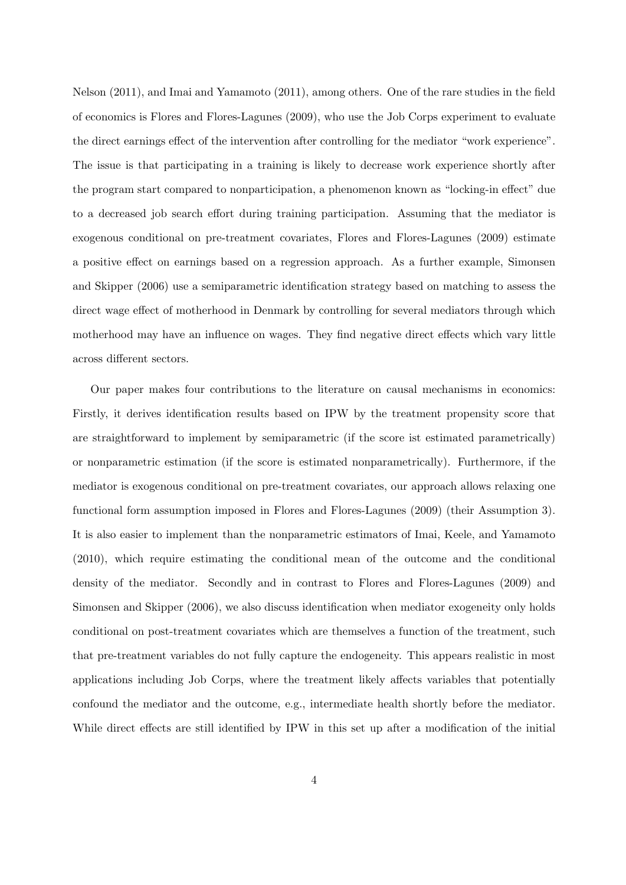Nelson (2011), and Imai and Yamamoto (2011), among others. One of the rare studies in the field of economics is Flores and Flores-Lagunes (2009), who use the Job Corps experiment to evaluate the direct earnings effect of the intervention after controlling for the mediator "work experience". The issue is that participating in a training is likely to decrease work experience shortly after the program start compared to nonparticipation, a phenomenon known as "locking-in effect" due to a decreased job search effort during training participation. Assuming that the mediator is exogenous conditional on pre-treatment covariates, Flores and Flores-Lagunes (2009) estimate a positive effect on earnings based on a regression approach. As a further example, Simonsen and Skipper (2006) use a semiparametric identification strategy based on matching to assess the direct wage effect of motherhood in Denmark by controlling for several mediators through which motherhood may have an influence on wages. They find negative direct effects which vary little across different sectors.

Our paper makes four contributions to the literature on causal mechanisms in economics: Firstly, it derives identification results based on IPW by the treatment propensity score that are straightforward to implement by semiparametric (if the score ist estimated parametrically) or nonparametric estimation (if the score is estimated nonparametrically). Furthermore, if the mediator is exogenous conditional on pre-treatment covariates, our approach allows relaxing one functional form assumption imposed in Flores and Flores-Lagunes (2009) (their Assumption 3). It is also easier to implement than the nonparametric estimators of Imai, Keele, and Yamamoto (2010), which require estimating the conditional mean of the outcome and the conditional density of the mediator. Secondly and in contrast to Flores and Flores-Lagunes (2009) and Simonsen and Skipper (2006), we also discuss identification when mediator exogeneity only holds conditional on post-treatment covariates which are themselves a function of the treatment, such that pre-treatment variables do not fully capture the endogeneity. This appears realistic in most applications including Job Corps, where the treatment likely affects variables that potentially confound the mediator and the outcome, e.g., intermediate health shortly before the mediator. While direct effects are still identified by IPW in this set up after a modification of the initial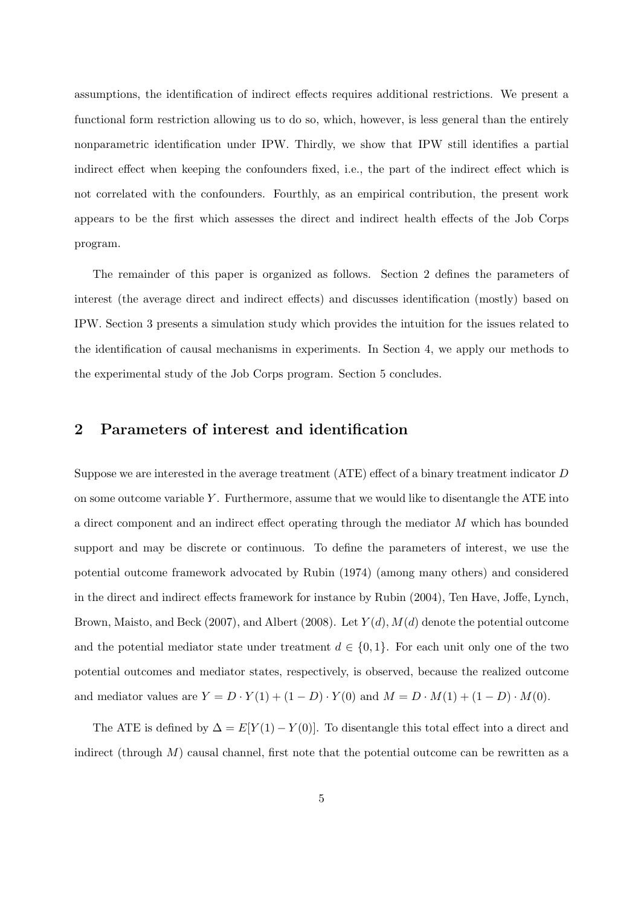assumptions, the identification of indirect effects requires additional restrictions. We present a functional form restriction allowing us to do so, which, however, is less general than the entirely nonparametric identification under IPW. Thirdly, we show that IPW still identifies a partial indirect effect when keeping the confounders fixed, i.e., the part of the indirect effect which is not correlated with the confounders. Fourthly, as an empirical contribution, the present work appears to be the first which assesses the direct and indirect health effects of the Job Corps program.

The remainder of this paper is organized as follows. Section 2 defines the parameters of interest (the average direct and indirect effects) and discusses identification (mostly) based on IPW. Section 3 presents a simulation study which provides the intuition for the issues related to the identification of causal mechanisms in experiments. In Section 4, we apply our methods to the experimental study of the Job Corps program. Section 5 concludes.

## 2 Parameters of interest and identification

Suppose we are interested in the average treatment (ATE) effect of a binary treatment indicator $D$ on some outcome variable $Y$. Furthermore, assume that we would like to disentangle the ATE into a direct component and an indirect effect operating through the mediator $M$ which has bounded support and may be discrete or continuous. To define the parameters of interest, we use the potential outcome framework advocated by Rubin (1974) (among many others) and considered in the direct and indirect effects framework for instance by Rubin (2004), Ten Have, Joffe, Lynch, Brown, Maisto, and Beck (2007), and Albert (2008). Let $Y(d), M(d)$ denote the potential outcome and the potential mediator state under treatment $d \in \{0, 1\}$. For each unit only one of the two potential outcomes and mediator states, respectively, is observed, because the realized outcome and mediator values are $Y = D \cdot Y(1) + (1 - D) \cdot Y(0)$ and $M = D \cdot M(1) + (1 - D) \cdot M(0)$.

The ATE is defined by $\Delta = E[Y(1) - Y(0)]$. To disentangle this total effect into a direct and indirect (through $M$) causal channel, first note that the potential outcome can be rewritten as a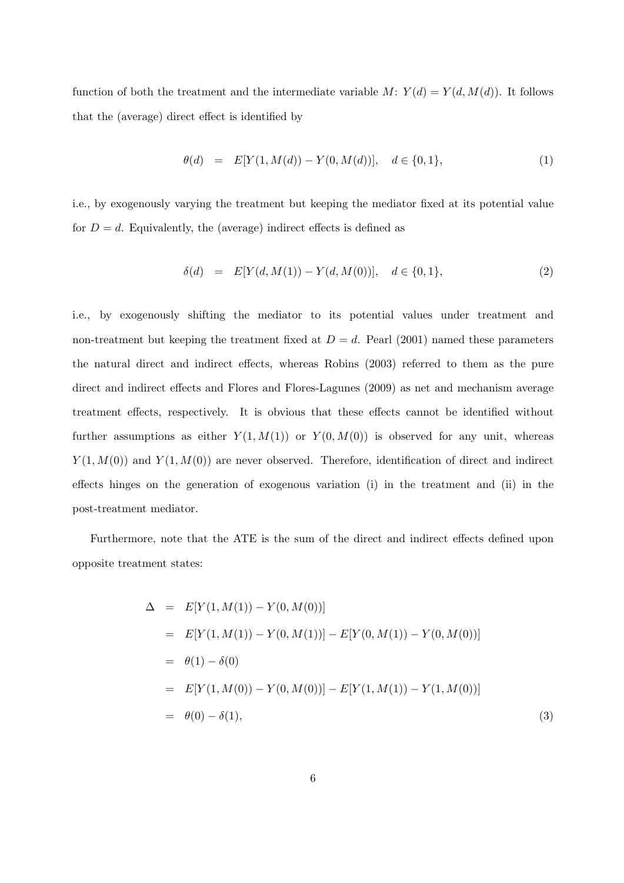function of both the treatment and the intermediate variable $M$: $Y(d) = Y(d, M(d))$. It follows that the (average) direct effect is identified by

$$\theta(d) \quad = \quad E[Y(1, M(d)) - Y(0, M(d))], \quad d \in \{0, 1\}, \tag{1}$$

i.e., by exogenously varying the treatment but keeping the mediator fixed at its potential value for $D = d$. Equivalently, the (average) indirect effects is defined as

$$\delta(d) \quad = \quad E[Y(d, M(1)) - Y(d, M(0))], \quad d \in \{0, 1\}, \tag{2}$$

i.e., by exogenously shifting the mediator to its potential values under treatment and non-treatment but keeping the treatment fixed at $D = d$. Pearl (2001) named these parameters the natural direct and indirect effects, whereas Robins (2003) referred to them as the pure direct and indirect effects and Flores and Flores-Lagunes (2009) as net and mechanism average treatment effects, respectively. It is obvious that these effects cannot be identified without further assumptions as either $Y(1, M(1))$ or $Y(0, M(0))$ is observed for any unit, whereas $Y(1, M(0))$ and $Y(1, M(0))$ are never observed. Therefore, identification of direct and indirect effects hinges on the generation of exogenous variation (i) in the treatment and (ii) in the post-treatment mediator.

Furthermore, note that the ATE is the sum of the direct and indirect effects defined upon opposite treatment states:

$$\begin{aligned}
\Delta &= E[Y(1, M(1)) - Y(0, M(0))] \\
&= E[Y(1, M(1)) - Y(0, M(1))] - E[Y(0, M(1)) - Y(0, M(0))] \\
&= \theta(1) - \delta(0) \\
&= E[Y(1, M(0)) - Y(0, M(0))] - E[Y(1, M(1)) - Y(1, M(0))] \\
&= \theta(0) - \delta(1),
\end{aligned} \tag{3}$$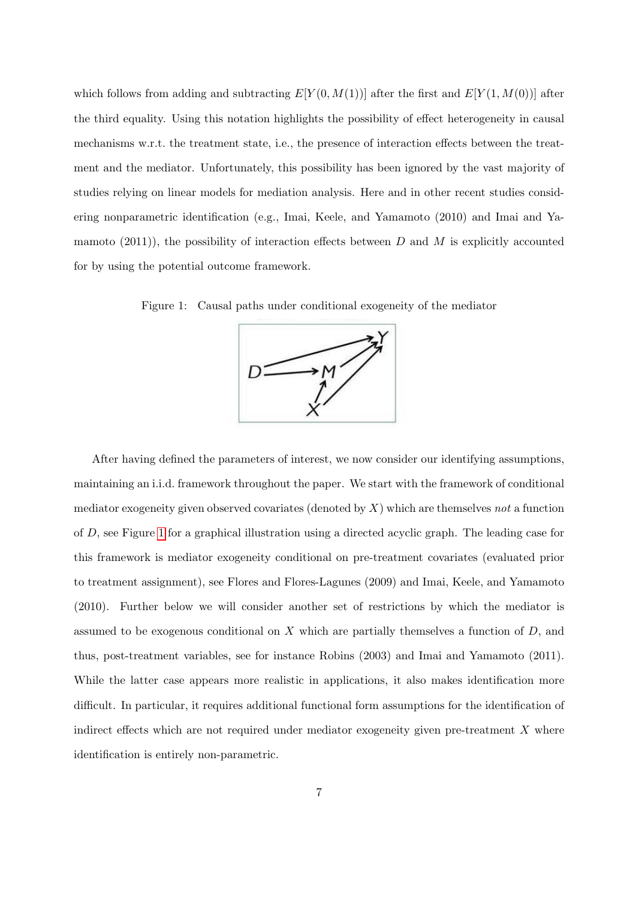which follows from adding and subtracting $E[Y(0, M(1))]$ after the first and $E[Y(1, M(0))]$ after the third equality. Using this notation highlights the possibility of effect heterogeneity in causal mechanisms w.r.t. the treatment state, i.e., the presence of interaction effects between the treatment and the mediator. Unfortunately, this possibility has been ignored by the vast majority of studies relying on linear models for mediation analysis. Here and in other recent studies considering nonparametric identification (e.g., Imai, Keele, and Yamamoto (2010) and Imai and Yamamoto (2011)), the possibility of interaction effects between $D$ and $M$ is explicitly accounted for by using the potential outcome framework.

Figure 1: Causal paths under conditional exogeneity of the mediator

After having defined the parameters of interest, we now consider our identifying assumptions, maintaining an i.i.d. framework throughout the paper. We start with the framework of conditional mediator exogeneity given observed covariates (denoted by $X$) which are themselves *not* a function of $D$, see Figure 1 for a graphical illustration using a directed acyclic graph. The leading case for this framework is mediator exogeneity conditional on pre-treatment covariates (evaluated prior to treatment assignment), see Flores and Flores-Lagunes (2009) and Imai, Keele, and Yamamoto (2010). Further below we will consider another set of restrictions by which the mediator is assumed to be exogenous conditional on $X$ which are partially themselves a function of $D$, and thus, post-treatment variables, see for instance Robins (2003) and Imai and Yamamoto (2011). While the latter case appears more realistic in applications, it also makes identification more difficult. In particular, it requires additional functional form assumptions for the identification of indirect effects which are not required under mediator exogeneity given pre-treatment $X$ where identification is entirely non-parametric.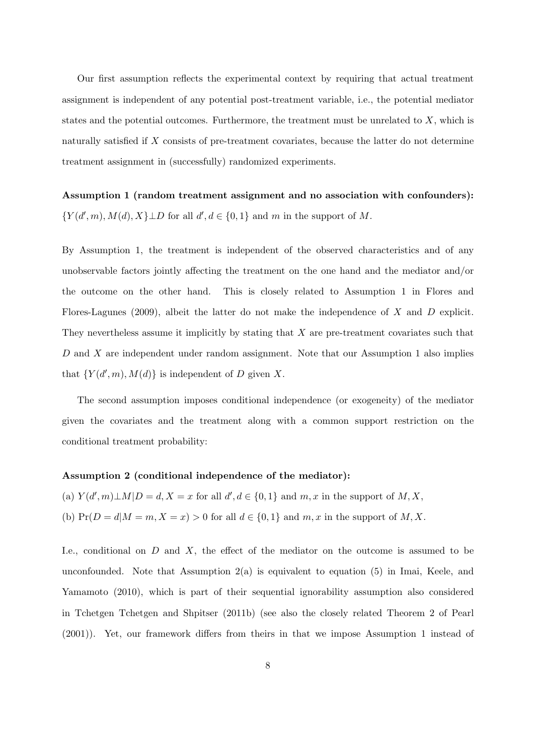Our first assumption reflects the experimental context by requiring that actual treatment assignment is independent of any potential post-treatment variable, i.e., the potential mediator states and the potential outcomes. Furthermore, the treatment must be unrelated to $X$, which is naturally satisfied if $X$ consists of pre-treatment covariates, because the latter do not determine treatment assignment in (successfully) randomized experiments.

**Assumption 1 (random treatment assignment and no association with confounders):** $\{Y(d', m), M(d), X\} \perp D$ for all $d', d \in \{0, 1\}$ and $m$ in the support of $M$.

By Assumption 1, the treatment is independent of the observed characteristics and of any unobservable factors jointly affecting the treatment on the one hand and the mediator and/or the outcome on the other hand. This is closely related to Assumption 1 in Flores and Flores-Lagunes (2009), albeit the latter do not make the independence of $X$ and $D$ explicit. They nevertheless assume it implicitly by stating that $X$ are pre-treatment covariates such that $D$ and $X$ are independent under random assignment. Note that our Assumption 1 also implies that $\{Y(d', m), M(d)\}$ is independent of $D$ given $X$.

The second assumption imposes conditional independence (or exogeneity) of the mediator given the covariates and the treatment along with a common support restriction on the conditional treatment probability:

**Assumption 2 (conditional independence of the mediator):**

(a) $Y(d', m) \perp M | D = d, X = x$ for all $d', d \in \{0, 1\}$ and $m, x$ in the support of $M, X$,

(b) $\Pr(D = d | M = m, X = x) > 0$ for all $d \in \{0, 1\}$ and $m, x$ in the support of $M, X$.

I.e., conditional on $D$ and $X$, the effect of the mediator on the outcome is assumed to be unconfounded. Note that Assumption 2(a) is equivalent to equation (5) in Imai, Keele, and Yamamoto (2010), which is part of their sequential ignorability assumption also considered in Tchetgen Tchetgen and Shpitser (2011b) (see also the closely related Theorem 2 of Pearl (2001)). Yet, our framework differs from theirs in that we impose Assumption 1 instead of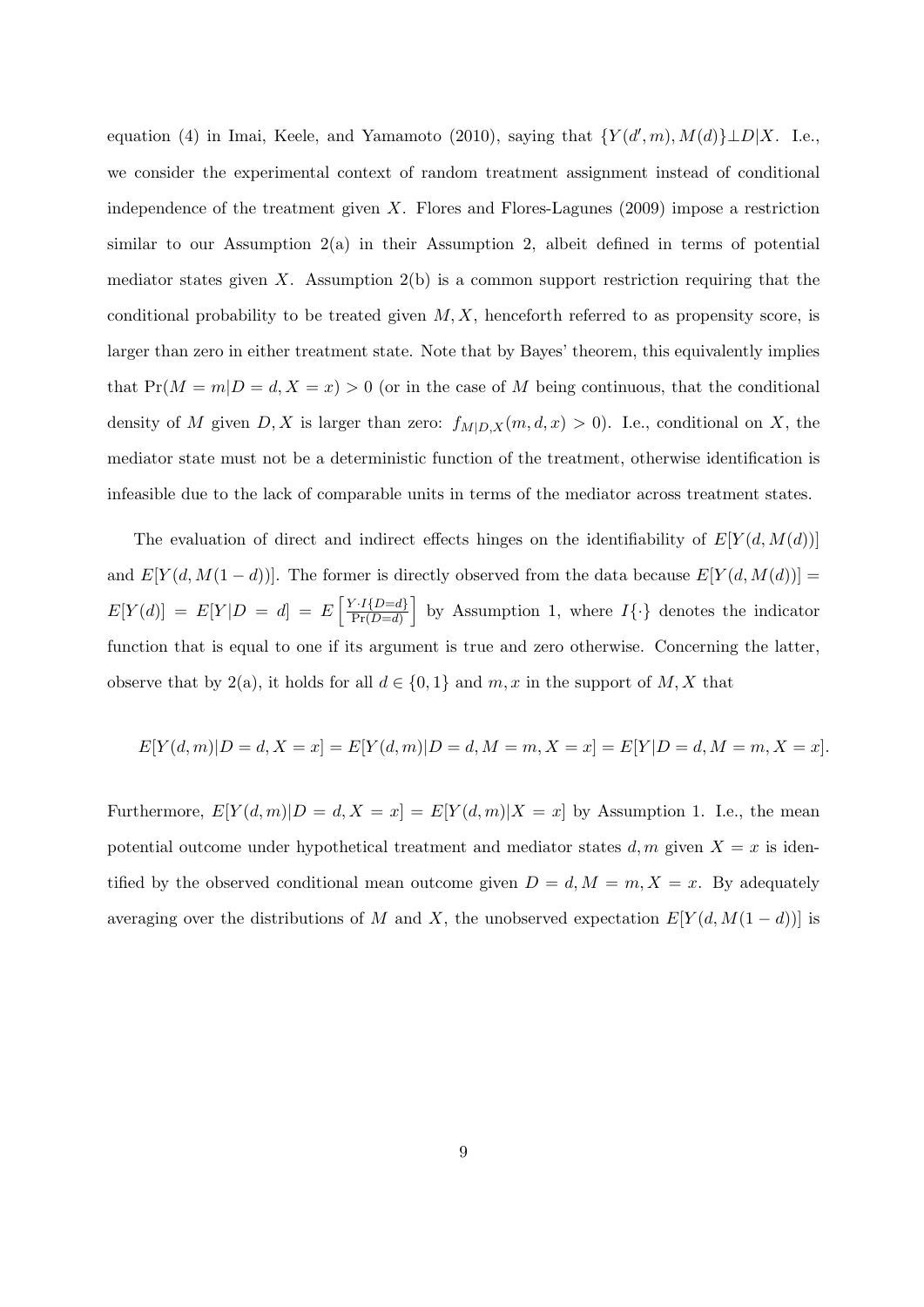equation (4) in Imai, Keele, and Yamamoto (2010), saying that $\{Y(d', m), M(d)\} \perp D | X$. I.e., we consider the experimental context of random treatment assignment instead of conditional independence of the treatment given $X$. Flores and Flores-Lagunes (2009) impose a restriction similar to our Assumption 2(a) in their Assumption 2, albeit defined in terms of potential mediator states given $X$. Assumption 2(b) is a common support restriction requiring that the conditional probability to be treated given $M, X$, henceforth referred to as propensity score, is larger than zero in either treatment state. Note that by Bayes' theorem, this equivalently implies that $\Pr(M = m | D = d, X = x) > 0$ (or in the case of $M$ being continuous, that the conditional density of $M$ given $D, X$ is larger than zero: $f_{M|D,X}(m, d, x) > 0$). I.e., conditional on $X$, the mediator state must not be a deterministic function of the treatment, otherwise identification is infeasible due to the lack of comparable units in terms of the mediator across treatment states.

The evaluation of direct and indirect effects hinges on the identifiability of $E[Y(d, M(d))]$ and $E[Y(d, M(1-d))]$. The former is directly observed from the data because $E[Y(d, M(d))] = E[Y(d)] = E[Y | D = d] = E\left[\frac{Y \cdot I\{D=d\}}{\Pr(D=d)}\right]$ by Assumption 1, where $I\{\cdot\}$ denotes the indicator function that is equal to one if its argument is true and zero otherwise. Concerning the latter, observe that by 2(a), it holds for all $d \in \{0, 1\}$ and $m, x$ in the support of $M, X$ that

$$E[Y(d, m) | D = d, X = x] = E[Y(d, m) | D = d, M = m, X = x] = E[Y | D = d, M = m, X = x].$$

Furthermore, $E[Y(d, m) | D = d, X = x] = E[Y(d, m) | X = x]$ by Assumption 1. I.e., the mean potential outcome under hypothetical treatment and mediator states $d, m$ given $X = x$ is identified by the observed conditional mean outcome given $D = d, M = m, X = x$. By adequately averaging over the distributions of $M$ and $X$, the unobserved expectation $E[Y(d, M(1-d))]$ is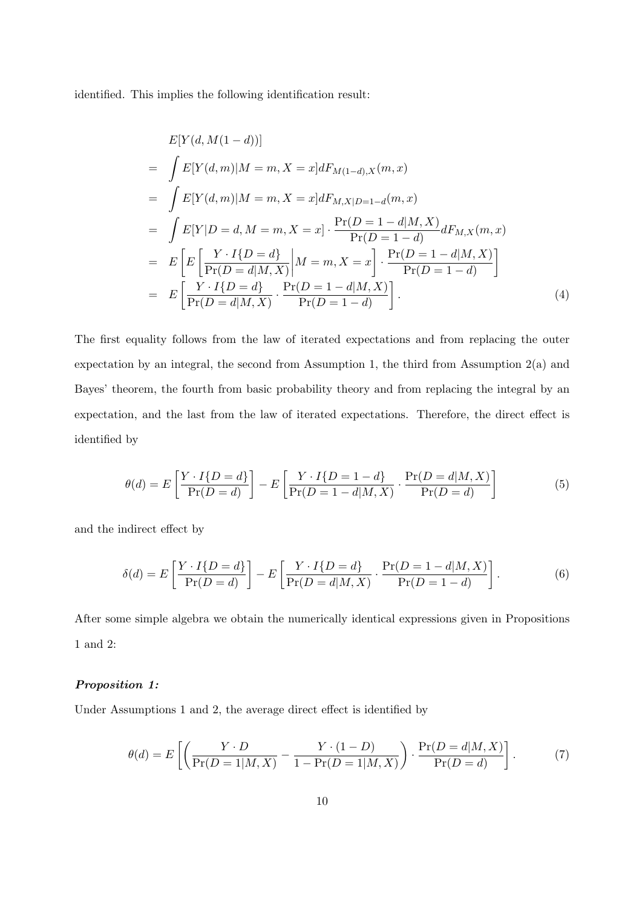identified. This implies the following identification result:

$$
\begin{aligned}
& E[Y(d, M(1-d))] \\
= & \int E[Y(d,m)|M=m, X=x] dF_{M(1-d),X}(m,x) \\
= & \int E[Y(d,m)|M=m, X=x] dF_{M,X|D=1-d}(m,x) \\
= & \int E[Y|D=d, M=m, X=x] \cdot \frac{\Pr(D=1-d|M,X)}{\Pr(D=1-d)} dF_{M,X}(m,x) \\
= & E\left[ E\left[ \frac{Y \cdot I\{D=d\}}{\Pr(D=d|M,X)} \middle| M=m, X=x \right] \cdot \frac{\Pr(D=1-d|M,X)}{\Pr(D=1-d)} \right] \\
= & E\left[ \frac{Y \cdot I\{D=d\}}{\Pr(D=d|M,X)} \cdot \frac{\Pr(D=1-d|M,X)}{\Pr(D=1-d)} \right]. \qquad (4)
\end{aligned}
$$

The first equality follows from the law of iterated expectations and from replacing the outer expectation by an integral, the second from Assumption 1, the third from Assumption 2(a) and Bayes' theorem, the fourth from basic probability theory and from replacing the integral by an expectation, and the last from the law of iterated expectations. Therefore, the direct effect is identified by

$$
\theta(d) = E\left[ \frac{Y \cdot I\{D=d\}}{\Pr(D=d)} \right] - E\left[ \frac{Y \cdot I\{D=1-d\}}{\Pr(D=1-d|M,X)} \cdot \frac{\Pr(D=d|M,X)}{\Pr(D=d)} \right] \qquad (5)
$$

and the indirect effect by

$$
\delta(d) = E\left[ \frac{Y \cdot I\{D=d\}}{\Pr(D=d)} \right] - E\left[ \frac{Y \cdot I\{D=d\}}{\Pr(D=d|M,X)} \cdot \frac{\Pr(D=1-d|M,X)}{\Pr(D=1-d)} \right]. \qquad (6)
$$

After some simple algebra we obtain the numerically identical expressions given in Propositions 1 and 2:

***Proposition 1:***

Under Assumptions 1 and 2, the average direct effect is identified by

$$
\theta(d) = E\left[ \left( \frac{Y \cdot D}{\Pr(D=1|M,X)} - \frac{Y \cdot (1-D)}{1 - \Pr(D=1|M,X)} \right) \cdot \frac{\Pr(D=d|M,X)}{\Pr(D=d)} \right]. \qquad (7)
$$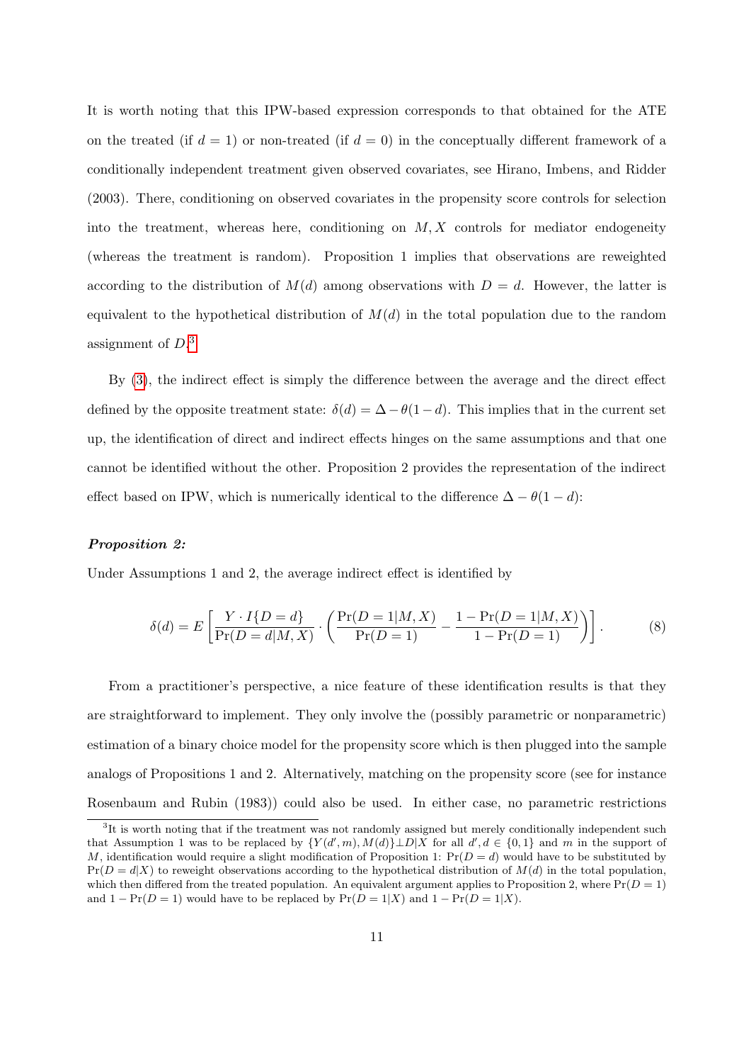It is worth noting that this IPW-based expression corresponds to that obtained for the ATE on the treated (if $d = 1$) or non-treated (if $d = 0$) in the conceptually different framework of a conditionally independent treatment given observed covariates, see Hirano, Imbens, and Ridder (2003). There, conditioning on observed covariates in the propensity score controls for selection into the treatment, whereas here, conditioning on $M, X$ controls for mediator endogeneity (whereas the treatment is random). Proposition 1 implies that observations are reweighted according to the distribution of $M(d)$ among observations with $D = d$. However, the latter is equivalent to the hypothetical distribution of $M(d)$ in the total population due to the random assignment of $D$.[3]

By (3), the indirect effect is simply the difference between the average and the direct effect defined by the opposite treatment state: $\delta(d) = \Delta - \theta(1-d)$. This implies that in the current set up, the identification of direct and indirect effects hinges on the same assumptions and that one cannot be identified without the other. Proposition 2 provides the representation of the indirect effect based on IPW, which is numerically identical to the difference $\Delta - \theta(1-d)$:

***Proposition 2:***

Under Assumptions 1 and 2, the average indirect effect is identified by

$$\delta(d) = E\left[\frac{Y \cdot I\{D=d\}}{\Pr(D=d|M,X)} \cdot \left(\frac{\Pr(D=1|M,X)}{\Pr(D=1)} - \frac{1-\Pr(D=1|M,X)}{1-\Pr(D=1)}\right)\right]. \tag{8}$$

From a practitioner's perspective, a nice feature of these identification results is that they are straightforward to implement. They only involve the (possibly parametric or nonparametric) estimation of a binary choice model for the propensity score which is then plugged into the sample analogs of Propositions 1 and 2. Alternatively, matching on the propensity score (see for instance Rosenbaum and Rubin (1983)) could also be used. In either case, no parametric restrictions

[3] It is worth noting that if the treatment was not randomly assigned but merely conditionally independent such that Assumption 1 was to be replaced by $\{Y(d', m), M(d)\} \perp D|X$ for all $d', d \in \{0, 1\}$ and $m$ in the support of $M$, identification would require a slight modification of Proposition 1: $\Pr(D = d)$ would have to be substituted by $\Pr(D = d|X)$ to reweight observations according to the hypothetical distribution of $M(d)$ in the total population, which then differed from the treated population. An equivalent argument applies to Proposition 2, where $\Pr(D = 1)$ and $1 - \Pr(D = 1)$ would have to be replaced by $\Pr(D = 1|X)$ and $1 - \Pr(D = 1|X)$.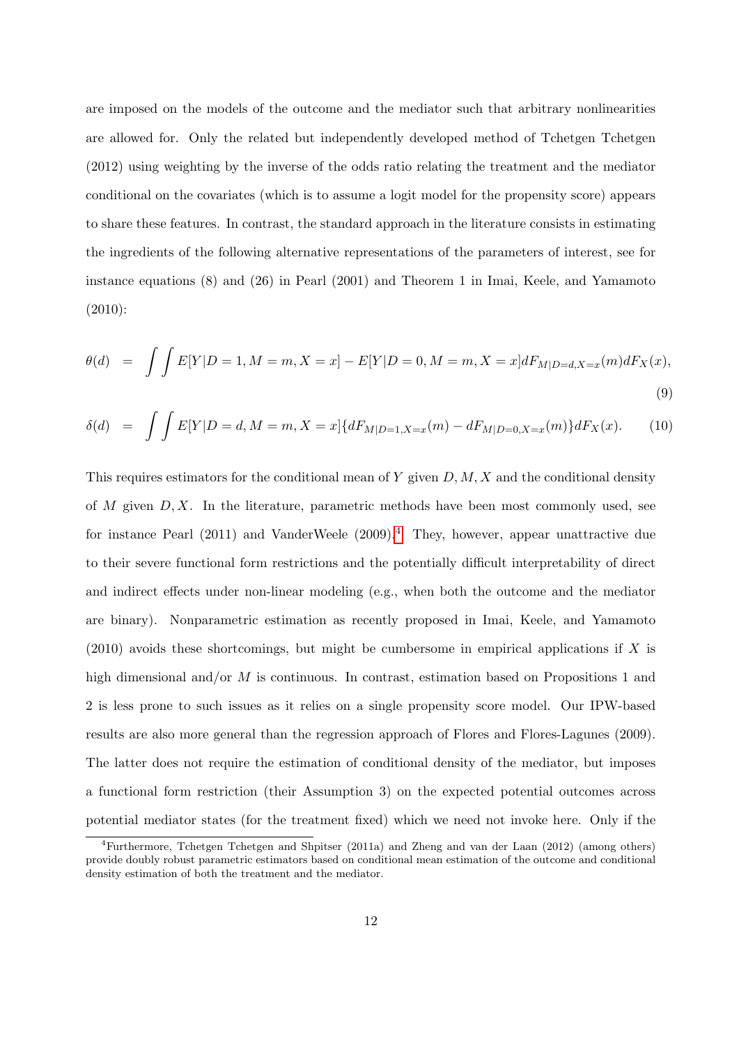are imposed on the models of the outcome and the mediator such that arbitrary nonlinearities are allowed for. Only the related but independently developed method of Tchetgen Tchetgen (2012) using weighting by the inverse of the odds ratio relating the treatment and the mediator conditional on the covariates (which is to assume a logit model for the propensity score) appears to share these features. In contrast, the standard approach in the literature consists in estimating the ingredients of the following alternative representations of the parameters of interest, see for instance equations (8) and (26) in Pearl (2001) and Theorem 1 in Imai, Keele, and Yamamoto (2010):

$$\theta(d) = \int\int E[Y|D=1,M=m,X=x] - E[Y|D=0,M=m,X=x]dF_{M|D=d,X=x}(m)dF_X(x), \tag{9}$$

$$\delta(d) = \int\int E[Y|D=d,M=m,X=x]\{dF_{M|D=1,X=x}(m) - dF_{M|D=0,X=x}(m)\}dF_X(x). \tag{10}$$

This requires estimators for the conditional mean of $Y$ given $D, M, X$ and the conditional density of $M$ given $D, X$. In the literature, parametric methods have been most commonly used, see for instance Pearl (2011) and VanderWeele (2009).[4] They, however, appear unattractive due to their severe functional form restrictions and the potentially difficult interpretability of direct and indirect effects under non-linear modeling (e.g., when both the outcome and the mediator are binary). Nonparametric estimation as recently proposed in Imai, Keele, and Yamamoto (2010) avoids these shortcomings, but might be cumbersome in empirical applications if $X$ is high dimensional and/or $M$ is continuous. In contrast, estimation based on Propositions 1 and 2 is less prone to such issues as it relies on a single propensity score model. Our IPW-based results are also more general than the regression approach of Flores and Flores-Lagunes (2009). The latter does not require the estimation of conditional density of the mediator, but imposes a functional form restriction (their Assumption 3) on the expected potential outcomes across potential mediator states (for the treatment fixed) which we need not invoke here. Only if the

[4] Furthermore, Tchetgen Tchetgen and Shpitser (2011a) and Zheng and van der Laan (2012) (among others) provide doubly robust parametric estimators based on conditional mean estimation of the outcome and conditional density estimation of both the treatment and the mediator.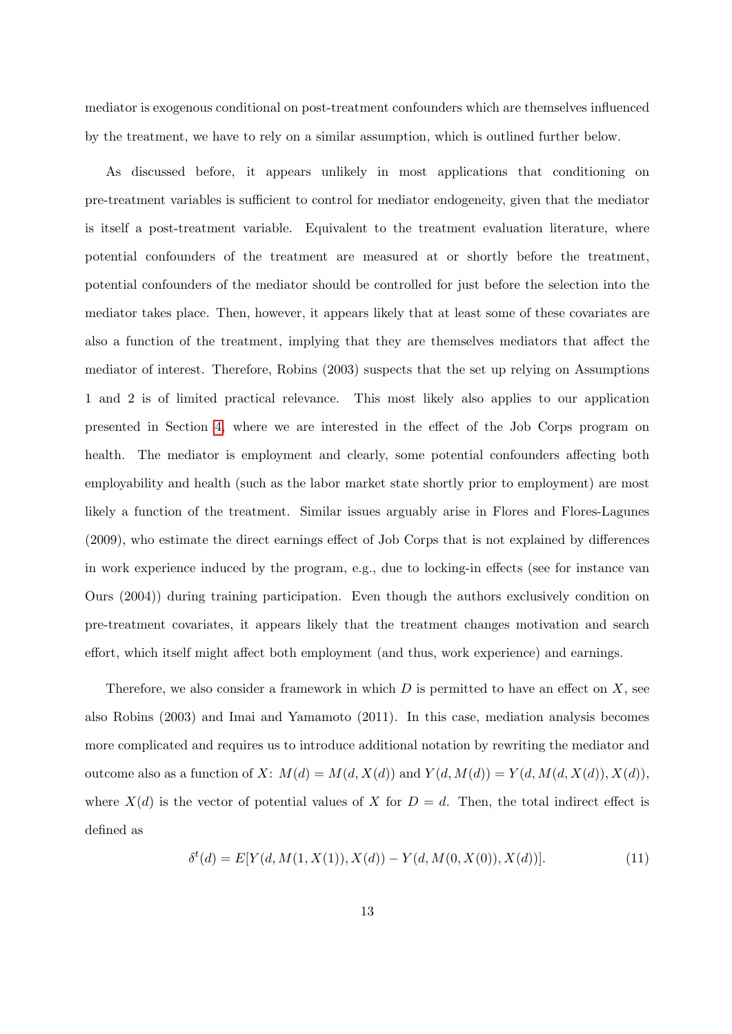mediator is exogenous conditional on post-treatment confounders which are themselves influenced by the treatment, we have to rely on a similar assumption, which is outlined further below.

As discussed before, it appears unlikely in most applications that conditioning on pre-treatment variables is sufficient to control for mediator endogeneity, given that the mediator is itself a post-treatment variable. Equivalent to the treatment evaluation literature, where potential confounders of the treatment are measured at or shortly before the treatment, potential confounders of the mediator should be controlled for just before the selection into the mediator takes place. Then, however, it appears likely that at least some of these covariates are also a function of the treatment, implying that they are themselves mediators that affect the mediator of interest. Therefore, Robins (2003) suspects that the set up relying on Assumptions 1 and 2 is of limited practical relevance. This most likely also applies to our application presented in Section 4, where we are interested in the effect of the Job Corps program on health. The mediator is employment and clearly, some potential confounders affecting both employability and health (such as the labor market state shortly prior to employment) are most likely a function of the treatment. Similar issues arguably arise in Flores and Flores-Lagunes (2009), who estimate the direct earnings effect of Job Corps that is not explained by differences in work experience induced by the program, e.g., due to locking-in effects (see for instance van Ours (2004)) during training participation. Even though the authors exclusively condition on pre-treatment covariates, it appears likely that the treatment changes motivation and search effort, which itself might affect both employment (and thus, work experience) and earnings.

Therefore, we also consider a framework in which $D$ is permitted to have an effect on $X$, see also Robins (2003) and Imai and Yamamoto (2011). In this case, mediation analysis becomes more complicated and requires us to introduce additional notation by rewriting the mediator and outcome also as a function of $X$: $M(d) = M(d, X(d))$ and $Y(d, M(d)) = Y(d, M(d, X(d)), X(d))$, where $X(d)$ is the vector of potential values of $X$ for $D = d$. Then, the total indirect effect is defined as

$$\delta^t(d) = E[Y(d, M(1, X(1)), X(d)) - Y(d, M(0, X(0)), X(d))]. \tag{11}$$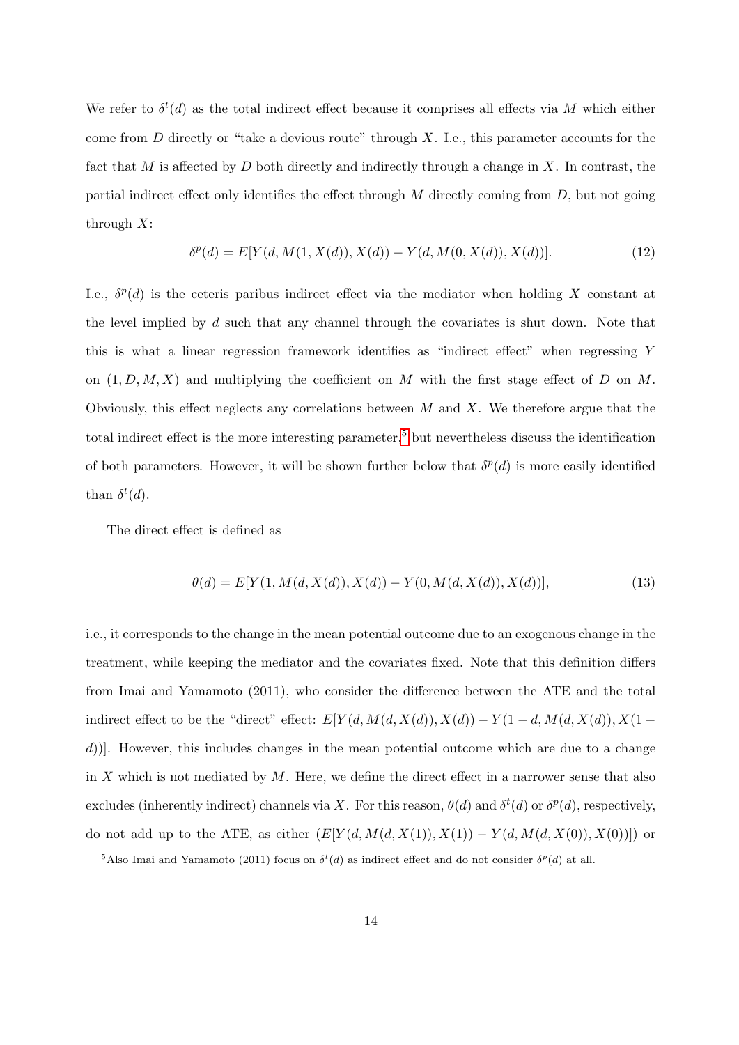We refer to $\delta^t(d)$ as the total indirect effect because it comprises all effects via $M$ which either come from $D$ directly or "take a devious route" through $X$. I.e., this parameter accounts for the fact that $M$ is affected by $D$ both directly and indirectly through a change in $X$. In contrast, the partial indirect effect only identifies the effect through $M$ directly coming from $D$, but not going through $X$:

$$\delta^p(d) = E[Y(d, M(1, X(d)), X(d)) - Y(d, M(0, X(d)), X(d))]. \tag{12}$$

I.e., $\delta^p(d)$ is the ceteris paribus indirect effect via the mediator when holding $X$ constant at the level implied by $d$ such that any channel through the covariates is shut down. Note that this is what a linear regression framework identifies as "indirect effect" when regressing $Y$ on $(1, D, M, X)$ and multiplying the coefficient on $M$ with the first stage effect of $D$ on $M$. Obviously, this effect neglects any correlations between $M$ and $X$. We therefore argue that the total indirect effect is the more interesting parameter,[5] but nevertheless discuss the identification of both parameters. However, it will be shown further below that $\delta^p(d)$ is more easily identified than $\delta^t(d)$.

The direct effect is defined as

$$\theta(d) = E[Y(1, M(d, X(d)), X(d)) - Y(0, M(d, X(d)), X(d))], \tag{13}$$

i.e., it corresponds to the change in the mean potential outcome due to an exogenous change in the treatment, while keeping the mediator and the covariates fixed. Note that this definition differs from Imai and Yamamoto (2011), who consider the difference between the ATE and the total indirect effect to be the "direct" effect: $E[Y(d, M(d, X(d)), X(d)) - Y(1 - d, M(d, X(d)), X(1 - d))]$. However, this includes changes in the mean potential outcome which are due to a change in $X$ which is not mediated by $M$. Here, we define the direct effect in a narrower sense that also excludes (inherently indirect) channels via $X$. For this reason, $\theta(d)$ and $\delta^t(d)$ or $\delta^p(d)$, respectively, do not add up to the ATE, as either $(E[Y(d, M(d, X(1)), X(1)) - Y(d, M(d, X(0)), X(0))])$ or

[5] Also Imai and Yamamoto (2011) focus on $\delta^t(d)$ as indirect effect and do not consider $\delta^p(d)$ at all.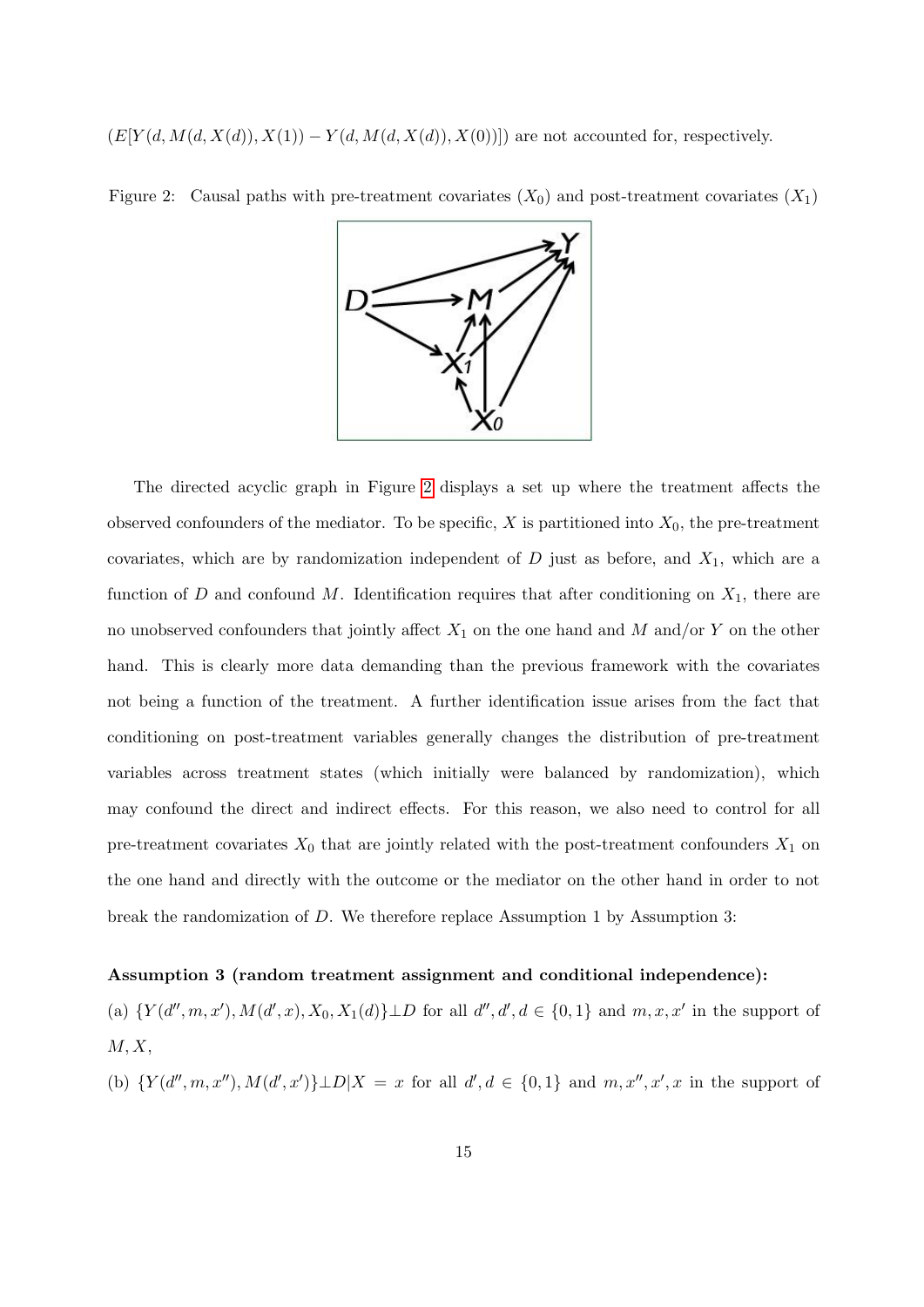$(E[Y(d, M(d, X(d)), X(1)) - Y(d, M(d, X(d)), X(0))])$ are not accounted for, respectively.

Figure 2: Causal paths with pre-treatment covariates ($X_0$) and post-treatment covariates ($X_1$)

The directed acyclic graph in Figure 2 displays a set up where the treatment affects the observed confounders of the mediator. To be specific, $X$ is partitioned into $X_0$, the pre-treatment covariates, which are by randomization independent of $D$ just as before, and $X_1$, which are a function of $D$ and confound $M$. Identification requires that after conditioning on $X_1$, there are no unobserved confounders that jointly affect $X_1$ on the one hand and $M$ and/or $Y$ on the other hand. This is clearly more data demanding than the previous framework with the covariates not being a function of the treatment. A further identification issue arises from the fact that conditioning on post-treatment variables generally changes the distribution of pre-treatment variables across treatment states (which initially were balanced by randomization), which may confound the direct and indirect effects. For this reason, we also need to control for all pre-treatment covariates $X_0$ that are jointly related with the post-treatment confounders $X_1$ on the one hand and directly with the outcome or the mediator on the other hand in order to not break the randomization of $D$. We therefore replace Assumption 1 by Assumption 3:

**Assumption 3 (random treatment assignment and conditional independence):**

(a) $\{Y(d'', m, x'), M(d', x), X_0, X_1(d)\} \perp D$ for all $d'', d', d \in \{0, 1\}$ and $m, x, x'$ in the support of $M, X$,

(b) $\{Y(d'', m, x''), M(d', x')\} \perp D | X = x$ for all $d', d \in \{0, 1\}$ and $m, x'', x', x$ in the support of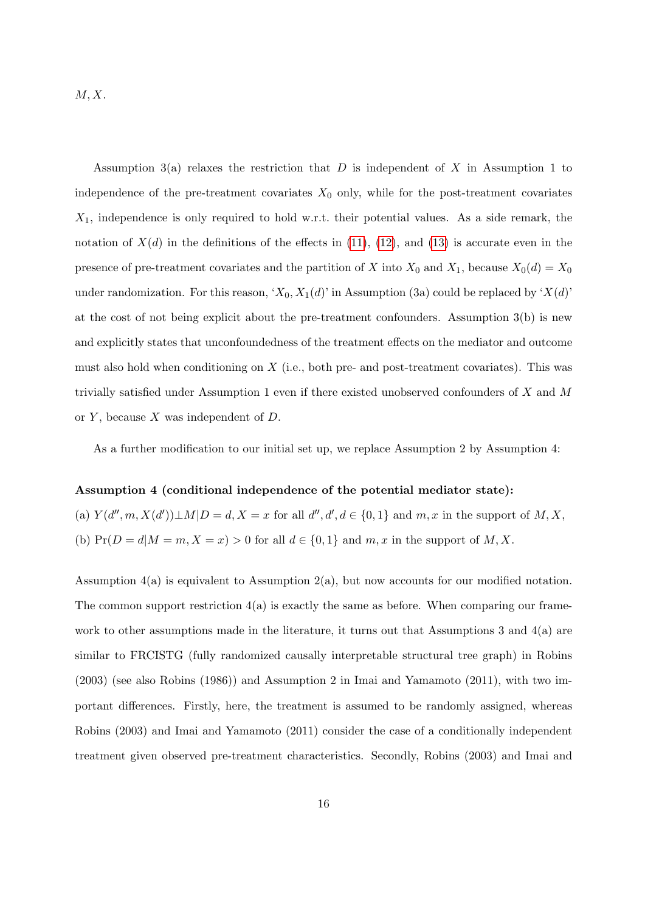$M, X$.

Assumption 3(a) relaxes the restriction that $D$ is independent of $X$ in Assumption 1 to independence of the pre-treatment covariates $X_0$ only, while for the post-treatment covariates $X_1$, independence is only required to hold w.r.t. their potential values. As a side remark, the notation of $X(d)$ in the definitions of the effects in (11), (12), and (13) is accurate even in the presence of pre-treatment covariates and the partition of $X$ into $X_0$ and $X_1$, because $X_0(d) = X_0$ under randomization. For this reason, '$X_0, X_1(d)$' in Assumption (3a) could be replaced by '$X(d)$' at the cost of not being explicit about the pre-treatment confounders. Assumption 3(b) is new and explicitly states that unconfoundedness of the treatment effects on the mediator and outcome must also hold when conditioning on $X$ (i.e., both pre- and post-treatment covariates). This was trivially satisfied under Assumption 1 even if there existed unobserved confounders of $X$ and $M$ or $Y$, because $X$ was independent of $D$.

As a further modification to our initial set up, we replace Assumption 2 by Assumption 4:

**Assumption 4 (conditional independence of the potential mediator state):**
(a) $Y(d'', m, X(d')) \perp M | D = d, X = x$ for all $d'', d', d \in \{0, 1\}$ and $m, x$ in the support of $M, X$,
(b) $\Pr(D = d | M = m, X = x) > 0$ for all $d \in \{0, 1\}$ and $m, x$ in the support of $M, X$.

Assumption 4(a) is equivalent to Assumption 2(a), but now accounts for our modified notation. The common support restriction 4(a) is exactly the same as before. When comparing our framework to other assumptions made in the literature, it turns out that Assumptions 3 and 4(a) are similar to FRCISTG (fully randomized causally interpretable structural tree graph) in Robins (2003) (see also Robins (1986)) and Assumption 2 in Imai and Yamamoto (2011), with two important differences. Firstly, here, the treatment is assumed to be randomly assigned, whereas Robins (2003) and Imai and Yamamoto (2011) consider the case of a conditionally independent treatment given observed pre-treatment characteristics. Secondly, Robins (2003) and Imai and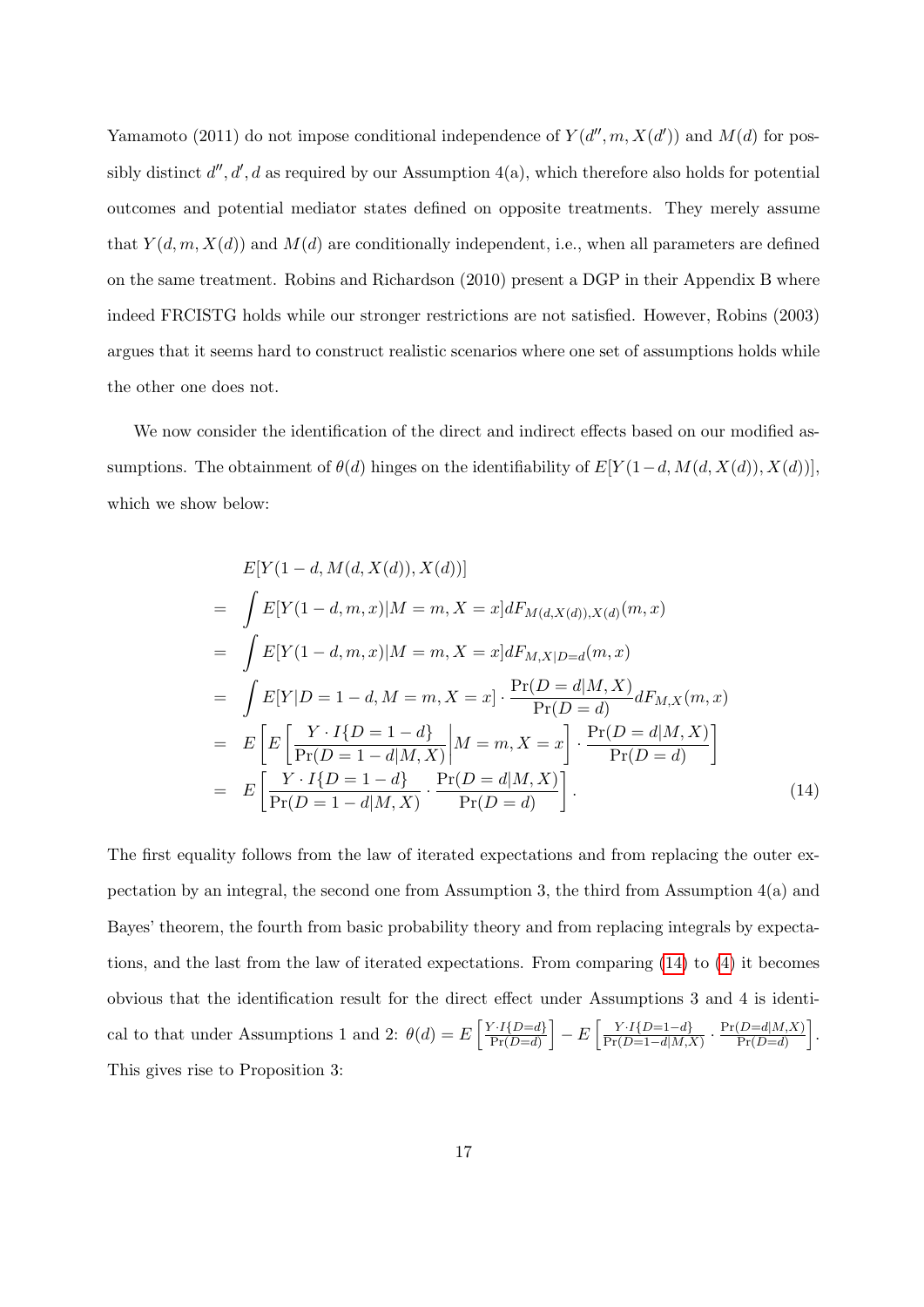Yamamoto (2011) do not impose conditional independence of $Y(d'', m, X(d'))$ and $M(d)$ for possibly distinct $d'', d', d$ as required by our Assumption 4(a), which therefore also holds for potential outcomes and potential mediator states defined on opposite treatments. They merely assume that $Y(d, m, X(d))$ and $M(d)$ are conditionally independent, i.e., when all parameters are defined on the same treatment. Robins and Richardson (2010) present a DGP in their Appendix B where indeed FRCISTG holds while our stronger restrictions are not satisfied. However, Robins (2003) argues that it seems hard to construct realistic scenarios where one set of assumptions holds while the other one does not.

We now consider the identification of the direct and indirect effects based on our modified assumptions. The obtainment of $\theta(d)$ hinges on the identifiability of $E[Y(1-d, M(d, X(d)), X(d))]$, which we show below:

$$
\begin{aligned}
& E[Y(1-d, M(d, X(d)), X(d))] \\
= & \int E[Y(1-d, m, x)|M = m, X = x] dF_{M(d,X(d)),X(d)}(m, x) \\
= & \int E[Y(1-d, m, x)|M = m, X = x] dF_{M,X|D=d}(m, x) \\
= & \int E[Y|D = 1-d, M = m, X = x] \cdot \frac{\Pr(D = d|M, X)}{\Pr(D = d)} dF_{M,X}(m, x) \\
= & \; E\left[ E\left[ \frac{Y \cdot I\{D = 1-d\}}{\Pr(D = 1-d|M, X)} \Big| M = m, X = x \right] \cdot \frac{\Pr(D = d|M, X)}{\Pr(D = d)} \right] \\
= & \; E\left[ \frac{Y \cdot I\{D = 1-d\}}{\Pr(D = 1-d|M, X)} \cdot \frac{\Pr(D = d|M, X)}{\Pr(D = d)} \right]. \qquad (14)
\end{aligned}
$$

The first equality follows from the law of iterated expectations and from replacing the outer expectation by an integral, the second one from Assumption 3, the third from Assumption 4(a) and Bayes' theorem, the fourth from basic probability theory and from replacing integrals by expectations, and the last from the law of iterated expectations. From comparing (14) to (4) it becomes obvious that the identification result for the direct effect under Assumptions 3 and 4 is identical to that under Assumptions 1 and 2: $\theta(d) = E\left[\frac{Y \cdot I\{D=d\}}{\Pr(D=d)}\right] - E\left[\frac{Y \cdot I\{D=1-d\}}{\Pr(D=1-d|M,X)} \cdot \frac{\Pr(D=d|M,X)}{\Pr(D=d)}\right]$. This gives rise to Proposition 3: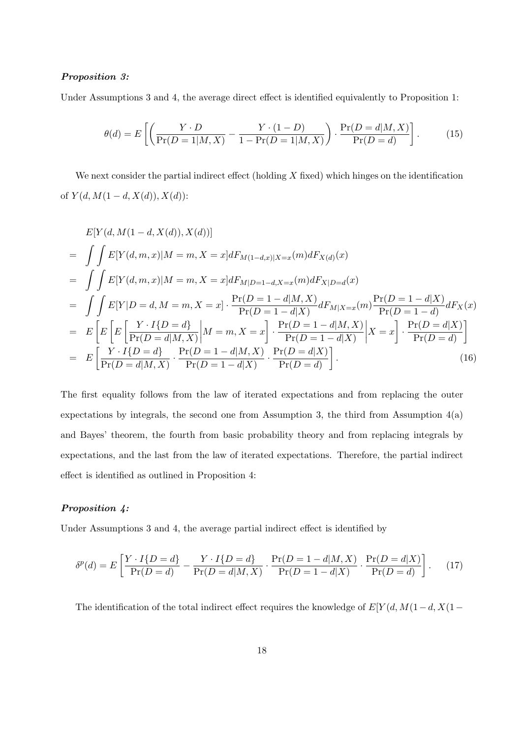***Proposition 3:***

Under Assumptions 3 and 4, the average direct effect is identified equivalently to Proposition 1:

$$\theta(d) = E\left[\left(\frac{Y \cdot D}{\Pr(D=1|M,X)} - \frac{Y \cdot (1-D)}{1-\Pr(D=1|M,X)}\right) \cdot \frac{\Pr(D=d|M,X)}{\Pr(D=d)}\right]. \tag{15}$$

We next consider the partial indirect effect (holding $X$ fixed) which hinges on the identification of $Y(d, M(1-d, X(d)), X(d))$:

$$\begin{aligned}
& E[Y(d, M(1-d, X(d)), X(d))] \\
= & \int\int E[Y(d,m,x)|M=m, X=x] dF_{M(1-d,x)|X=x}(m) dF_{X(d)}(x) \\
= & \int\int E[Y(d,m,x)|M=m, X=x] dF_{M|D=1-d,X=x}(m) dF_{X|D=d}(x) \\
= & \int\int E[Y|D=d, M=m, X=x] \cdot \frac{\Pr(D=1-d|M,X)}{\Pr(D=1-d|X)} dF_{M|X=x}(m) \frac{\Pr(D=1-d|X)}{\Pr(D=1-d)} dF_X(x) \\
= & E\left[E\left[E\left[\frac{Y \cdot I\{D=d\}}{\Pr(D=d|M,X)}\middle| M=m, X=x\right] \cdot \frac{\Pr(D=1-d|M,X)}{\Pr(D=1-d|X)}\middle| X=x\right] \cdot \frac{\Pr(D=d|X)}{\Pr(D=d)}\right] \\
= & E\left[\frac{Y \cdot I\{D=d\}}{\Pr(D=d|M,X)} \cdot \frac{\Pr(D=1-d|M,X)}{\Pr(D=1-d|X)} \cdot \frac{\Pr(D=d|X)}{\Pr(D=d)}\right].
\end{aligned} \tag{16}$$

The first equality follows from the law of iterated expectations and from replacing the outer expectations by integrals, the second one from Assumption 3, the third from Assumption 4(a) and Bayes' theorem, the fourth from basic probability theory and from replacing integrals by expectations, and the last from the law of iterated expectations. Therefore, the partial indirect effect is identified as outlined in Proposition 4:

***Proposition 4:***

Under Assumptions 3 and 4, the average partial indirect effect is identified by

$$\delta^p(d) = E\left[\frac{Y \cdot I\{D=d\}}{\Pr(D=d)} - \frac{Y \cdot I\{D=d\}}{\Pr(D=d|M,X)} \cdot \frac{\Pr(D=1-d|M,X)}{\Pr(D=1-d|X)} \cdot \frac{\Pr(D=d|X)}{\Pr(D=d)}\right]. \tag{17}$$

The identification of the total indirect effect requires the knowledge of $E[Y(d, M(1-d, X(1-$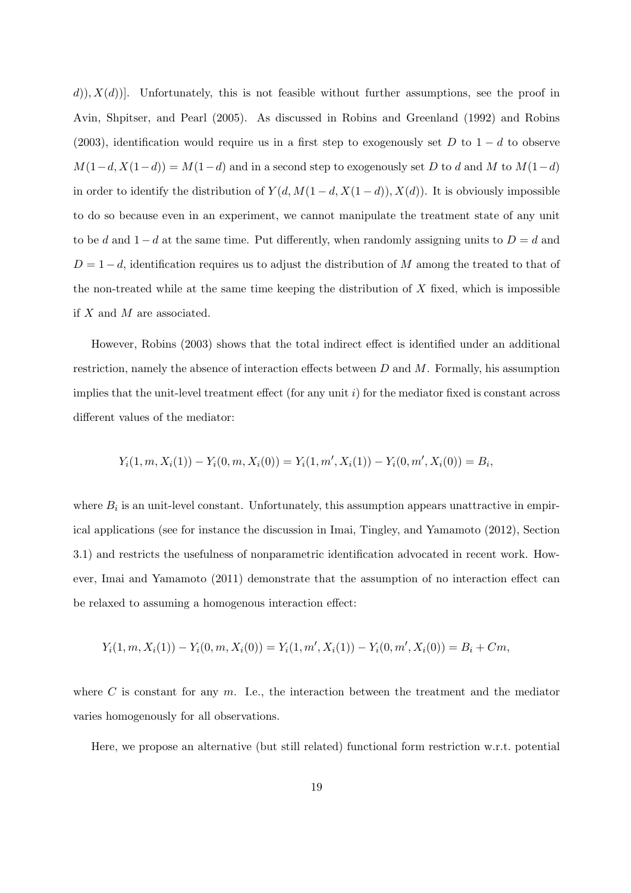$d)), X(d))]$. Unfortunately, this is not feasible without further assumptions, see the proof in Avin, Shpitser, and Pearl (2005). As discussed in Robins and Greenland (1992) and Robins (2003), identification would require us in a first step to exogenously set $D$ to $1-d$ to observe $M(1-d, X(1-d)) = M(1-d)$ and in a second step to exogenously set $D$ to $d$ and $M$ to $M(1-d)$ in order to identify the distribution of $Y(d, M(1-d, X(1-d)), X(d))$. It is obviously impossible to do so because even in an experiment, we cannot manipulate the treatment state of any unit to be $d$ and $1-d$ at the same time. Put differently, when randomly assigning units to $D = d$ and $D = 1-d$, identification requires us to adjust the distribution of $M$ among the treated to that of the non-treated while at the same time keeping the distribution of $X$ fixed, which is impossible if $X$ and $M$ are associated.

However, Robins (2003) shows that the total indirect effect is identified under an additional restriction, namely the absence of interaction effects between $D$ and $M$. Formally, his assumption implies that the unit-level treatment effect (for any unit $i$) for the mediator fixed is constant across different values of the mediator:

$$Y_i(1, m, X_i(1)) - Y_i(0, m, X_i(0)) = Y_i(1, m', X_i(1)) - Y_i(0, m', X_i(0)) = B_i,$$

where $B_i$ is an unit-level constant. Unfortunately, this assumption appears unattractive in empirical applications (see for instance the discussion in Imai, Tingley, and Yamamoto (2012), Section 3.1) and restricts the usefulness of nonparametric identification advocated in recent work. However, Imai and Yamamoto (2011) demonstrate that the assumption of no interaction effect can be relaxed to assuming a homogenous interaction effect:

$$Y_i(1, m, X_i(1)) - Y_i(0, m, X_i(0)) = Y_i(1, m', X_i(1)) - Y_i(0, m', X_i(0)) = B_i + Cm,$$

where $C$ is constant for any $m$. I.e., the interaction between the treatment and the mediator varies homogenously for all observations.

Here, we propose an alternative (but still related) functional form restriction w.r.t. potential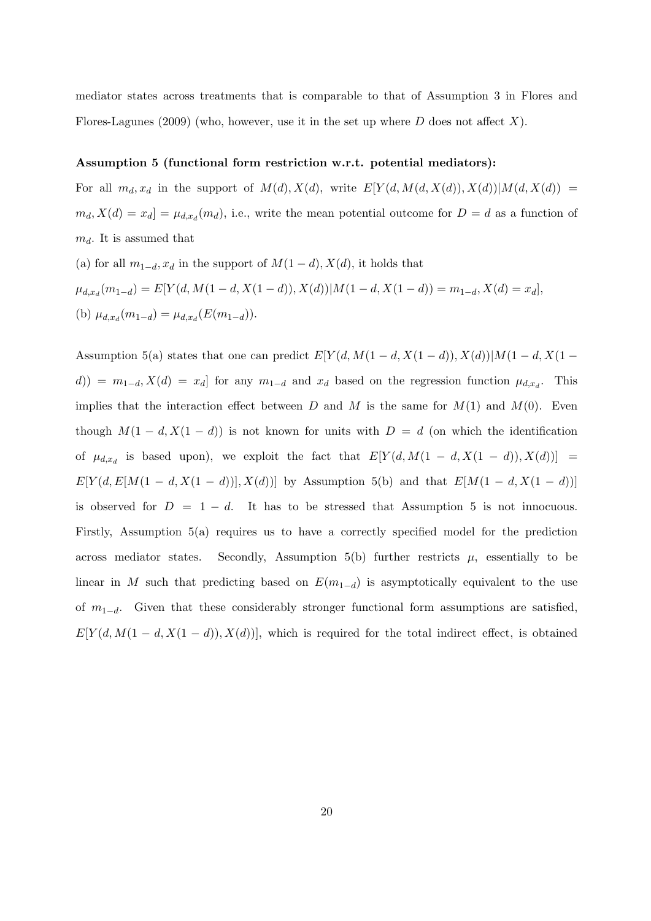mediator states across treatments that is comparable to that of Assumption 3 in Flores and Flores-Lagunes (2009) (who, however, use it in the set up where $D$ does not affect $X$).

**Assumption 5 (functional form restriction w.r.t. potential mediators):**

For all $m_d, x_d$ in the support of $M(d), X(d)$, write $E[Y(d, M(d, X(d)), X(d))|M(d, X(d)) = m_d, X(d) = x_d] = \mu_{d,x_d}(m_d)$, i.e., write the mean potential outcome for $D = d$ as a function of $m_d$. It is assumed that

(a) for all $m_{1-d}, x_d$ in the support of $M(1-d), X(d)$, it holds that

$\mu_{d,x_d}(m_{1-d}) = E[Y(d, M(1-d, X(1-d)), X(d))|M(1-d, X(1-d)) = m_{1-d}, X(d) = x_d]$,

(b) $\mu_{d,x_d}(m_{1-d}) = \mu_{d,x_d}(E(m_{1-d}))$.

Assumption 5(a) states that one can predict $E[Y(d, M(1-d, X(1-d)), X(d))|M(1-d, X(1-d)) = m_{1-d}, X(d) = x_d]$ for any $m_{1-d}$ and $x_d$ based on the regression function $\mu_{d,x_d}$. This implies that the interaction effect between $D$ and $M$ is the same for $M(1)$ and $M(0)$. Even though $M(1-d, X(1-d))$ is not known for units with $D = d$ (on which the identification of $\mu_{d,x_d}$ is based upon), we exploit the fact that $E[Y(d, M(1-d, X(1-d)), X(d))] = E[Y(d, E[M(1-d, X(1-d))], X(d))]$ by Assumption 5(b) and that $E[M(1-d, X(1-d))]$ is observed for $D = 1-d$. It has to be stressed that Assumption 5 is not innocuous. Firstly, Assumption 5(a) requires us to have a correctly specified model for the prediction across mediator states. Secondly, Assumption 5(b) further restricts $\mu$, essentially to be linear in $M$ such that predicting based on $E(m_{1-d})$ is asymptotically equivalent to the use of $m_{1-d}$. Given that these considerably stronger functional form assumptions are satisfied, $E[Y(d, M(1-d, X(1-d)), X(d))]$, which is required for the total indirect effect, is obtained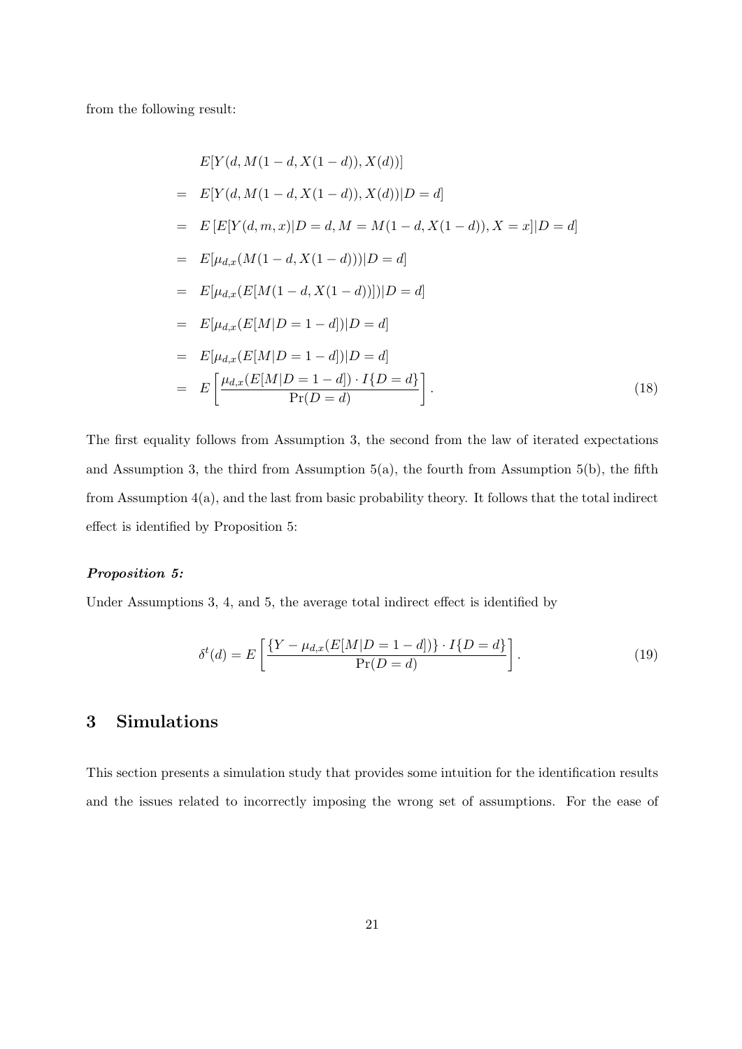from the following result:

$$
\begin{aligned}
& E[Y(d, M(1-d, X(1-d)), X(d))] \\
= \; & E[Y(d, M(1-d, X(1-d)), X(d))|D = d] \\
= \; & E\left[E[Y(d, m, x)|D = d, M = M(1-d, X(1-d)), X = x]|D = d\right] \\
= \; & E[\mu_{d,x}(M(1-d, X(1-d)))|D = d] \\
= \; & E[\mu_{d,x}(E[M(1-d, X(1-d))])|D = d] \\
= \; & E[\mu_{d,x}(E[M|D = 1-d])|D = d] \\
= \; & E[\mu_{d,x}(E[M|D = 1-d])|D = d] \\
= \; & E\left[\frac{\mu_{d,x}(E[M|D = 1-d]) \cdot I\{D = d\}}{\Pr(D = d)}\right]. \qquad (18)
\end{aligned}
$$

The first equality follows from Assumption 3, the second from the law of iterated expectations and Assumption 3, the third from Assumption 5(a), the fourth from Assumption 5(b), the fifth from Assumption 4(a), and the last from basic probability theory. It follows that the total indirect effect is identified by Proposition 5:

***Proposition 5:***

Under Assumptions 3, 4, and 5, the average total indirect effect is identified by

$$
\delta^t(d) = E\left[\frac{\{Y - \mu_{d,x}(E[M|D = 1-d])\} \cdot I\{D = d\}}{\Pr(D = d)}\right]. \qquad (19)
$$

# 3 Simulations

This section presents a simulation study that provides some intuition for the identification results and the issues related to incorrectly imposing the wrong set of assumptions. For the ease of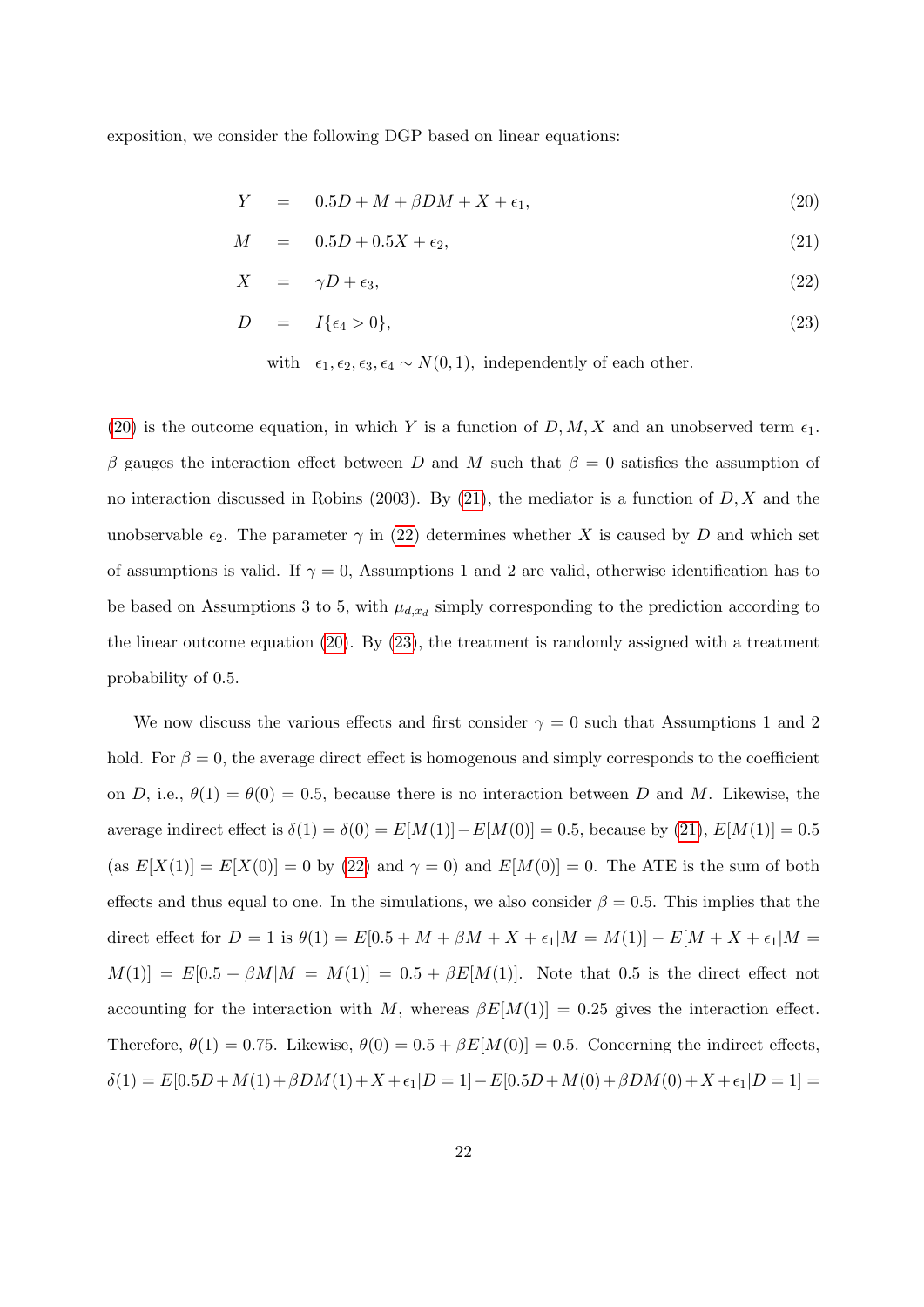exposition, we consider the following DGP based on linear equations:

$$
\begin{aligned}
Y &= 0.5D + M + \beta DM + X + \epsilon_1, && (20)\\
M &= 0.5D + 0.5X + \epsilon_2, && (21)\\
X &= \gamma D + \epsilon_3, && (22)\\
D &= I\{\epsilon_4 > 0\}, && (23)
\end{aligned}
$$

$$
\text{with} \quad \epsilon_1, \epsilon_2, \epsilon_3, \epsilon_4 \sim N(0,1), \text{ independently of each other.}
$$

(20) is the outcome equation, in which $Y$ is a function of $D, M, X$ and an unobserved term $\epsilon_1$. $\beta$ gauges the interaction effect between $D$ and $M$ such that $\beta = 0$ satisfies the assumption of no interaction discussed in Robins (2003). By (21), the mediator is a function of $D, X$ and the unobservable $\epsilon_2$. The parameter $\gamma$ in (22) determines whether $X$ is caused by $D$ and which set of assumptions is valid. If $\gamma = 0$, Assumptions 1 and 2 are valid, otherwise identification has to be based on Assumptions 3 to 5, with $\mu_{d,x_d}$ simply corresponding to the prediction according to the linear outcome equation (20). By (23), the treatment is randomly assigned with a treatment probability of 0.5.

We now discuss the various effects and first consider $\gamma = 0$ such that Assumptions 1 and 2 hold. For $\beta = 0$, the average direct effect is homogenous and simply corresponds to the coefficient on $D$, i.e., $\theta(1) = \theta(0) = 0.5$, because there is no interaction between $D$ and $M$. Likewise, the average indirect effect is $\delta(1) = \delta(0) = E[M(1)] - E[M(0)] = 0.5$, because by (21), $E[M(1)] = 0.5$ (as $E[X(1)] = E[X(0)] = 0$ by (22) and $\gamma = 0$) and $E[M(0)] = 0$. The ATE is the sum of both effects and thus equal to one. In the simulations, we also consider $\beta = 0.5$. This implies that the direct effect for $D = 1$ is $\theta(1) = E[0.5 + M + \beta M + X + \epsilon_1 | M = M(1)] - E[M + X + \epsilon_1 | M = M(1)] = E[0.5 + \beta M | M = M(1)] = 0.5 + \beta E[M(1)]$. Note that 0.5 is the direct effect not accounting for the interaction with $M$, whereas $\beta E[M(1)] = 0.25$ gives the interaction effect. Therefore, $\theta(1) = 0.75$. Likewise, $\theta(0) = 0.5 + \beta E[M(0)] = 0.5$. Concerning the indirect effects, $\delta(1) = E[0.5D + M(1) + \beta DM(1) + X + \epsilon_1 | D = 1] - E[0.5D + M(0) + \beta DM(0) + X + \epsilon_1 | D = 1] =$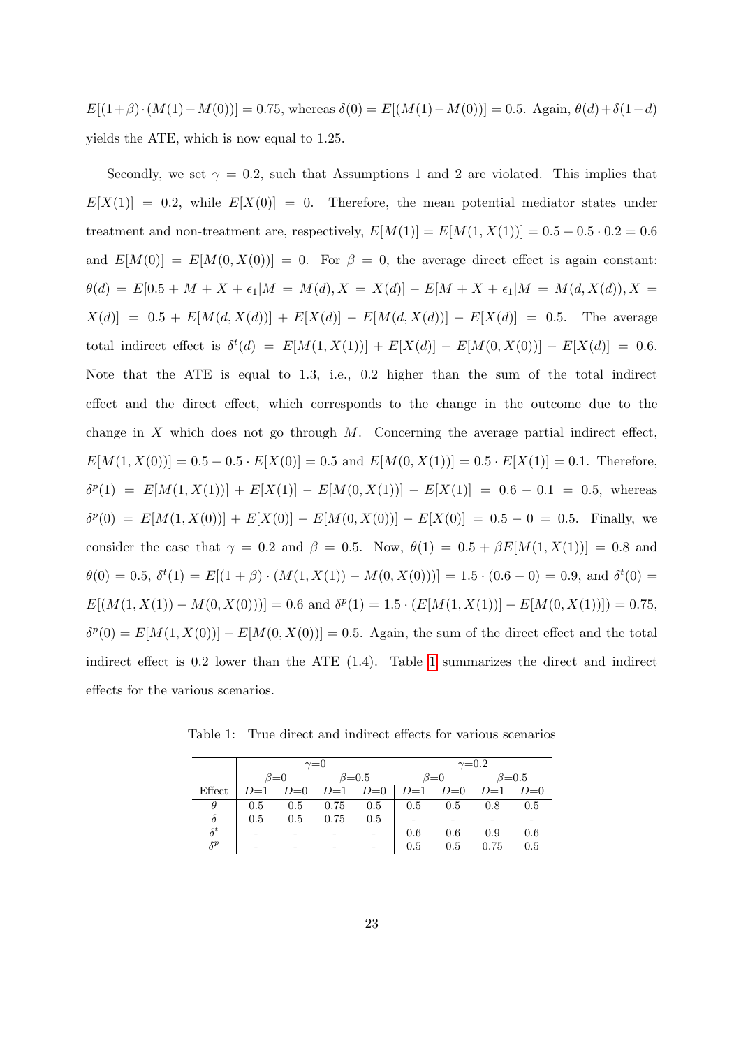$E[(1+\beta)\cdot(M(1)-M(0))] = 0.75$, whereas $\delta(0) = E[(M(1)-M(0))] = 0.5$. Again, $\theta(d)+\delta(1-d)$ yields the ATE, which is now equal to 1.25.

Secondly, we set $\gamma = 0.2$, such that Assumptions 1 and 2 are violated. This implies that $E[X(1)] = 0.2$, while $E[X(0)] = 0$. Therefore, the mean potential mediator states under treatment and non-treatment are, respectively, $E[M(1)] = E[M(1, X(1))] = 0.5 + 0.5 \cdot 0.2 = 0.6$ and $E[M(0)] = E[M(0, X(0))] = 0$. For $\beta = 0$, the average direct effect is again constant: $\theta(d) = E[0.5 + M + X + \epsilon_1 | M = M(d), X = X(d)] - E[M + X + \epsilon_1 | M = M(d, X(d)), X = X(d)] = 0.5 + E[M(d, X(d))] + E[X(d)] - E[M(d, X(d))] - E[X(d)] = 0.5$. The average total indirect effect is $\delta^t(d) = E[M(1, X(1))] + E[X(d)] - E[M(0, X(0))] - E[X(d)] = 0.6$. Note that the ATE is equal to 1.3, i.e., 0.2 higher than the sum of the total indirect effect and the direct effect, which corresponds to the change in the outcome due to the change in $X$ which does not go through $M$. Concerning the average partial indirect effect, $E[M(1, X(0))] = 0.5 + 0.5 \cdot E[X(0)] = 0.5$ and $E[M(0, X(1))] = 0.5 \cdot E[X(1)] = 0.1$. Therefore, $\delta^p(1) = E[M(1, X(1))] + E[X(1)] - E[M(0, X(1))] - E[X(1)] = 0.6 - 0.1 = 0.5$, whereas $\delta^p(0) = E[M(1, X(0))] + E[X(0)] - E[M(0, X(0))] - E[X(0)] = 0.5 - 0 = 0.5$. Finally, we consider the case that $\gamma = 0.2$ and $\beta = 0.5$. Now, $\theta(1) = 0.5 + \beta E[M(1, X(1))] = 0.8$ and $\theta(0) = 0.5$, $\delta^t(1) = E[(1+\beta) \cdot (M(1, X(1)) - M(0, X(0)))] = 1.5 \cdot (0.6 - 0) = 0.9$, and $\delta^t(0) = E[(M(1, X(1)) - M(0, X(0)))] = 0.6$ and $\delta^p(1) = 1.5 \cdot (E[M(1, X(1))] - E[M(0, X(1))]) = 0.75$, $\delta^p(0) = E[M(1, X(0))] - E[M(0, X(0))] = 0.5$. Again, the sum of the direct effect and the total indirect effect is 0.2 lower than the ATE (1.4). Table 1 summarizes the direct and indirect effects for the various scenarios.

Table 1: True direct and indirect effects for various scenarios

| | $\gamma$=0 | | | | $\gamma$=0.2 | | | |
|---|---|---|---|---|---|---|---|---|
| | $\beta$=0 | | $\beta$=0.5 | | $\beta$=0 | | $\beta$=0.5 | |
| Effect | $D$=1 | $D$=0 | $D$=1 | $D$=0 | $D$=1 | $D$=0 | $D$=1 | $D$=0 |
| $\theta$ | 0.5 | 0.5 | 0.75 | 0.5 | 0.5 | 0.5 | 0.8 | 0.5 |
| $\delta$ | 0.5 | 0.5 | 0.75 | 0.5 | - | - | - | - |
| $\delta^t$ | - | - | - | - | 0.6 | 0.6 | 0.9 | 0.6 |
| $\delta^p$ | - | - | - | - | 0.5 | 0.5 | 0.75 | 0.5 |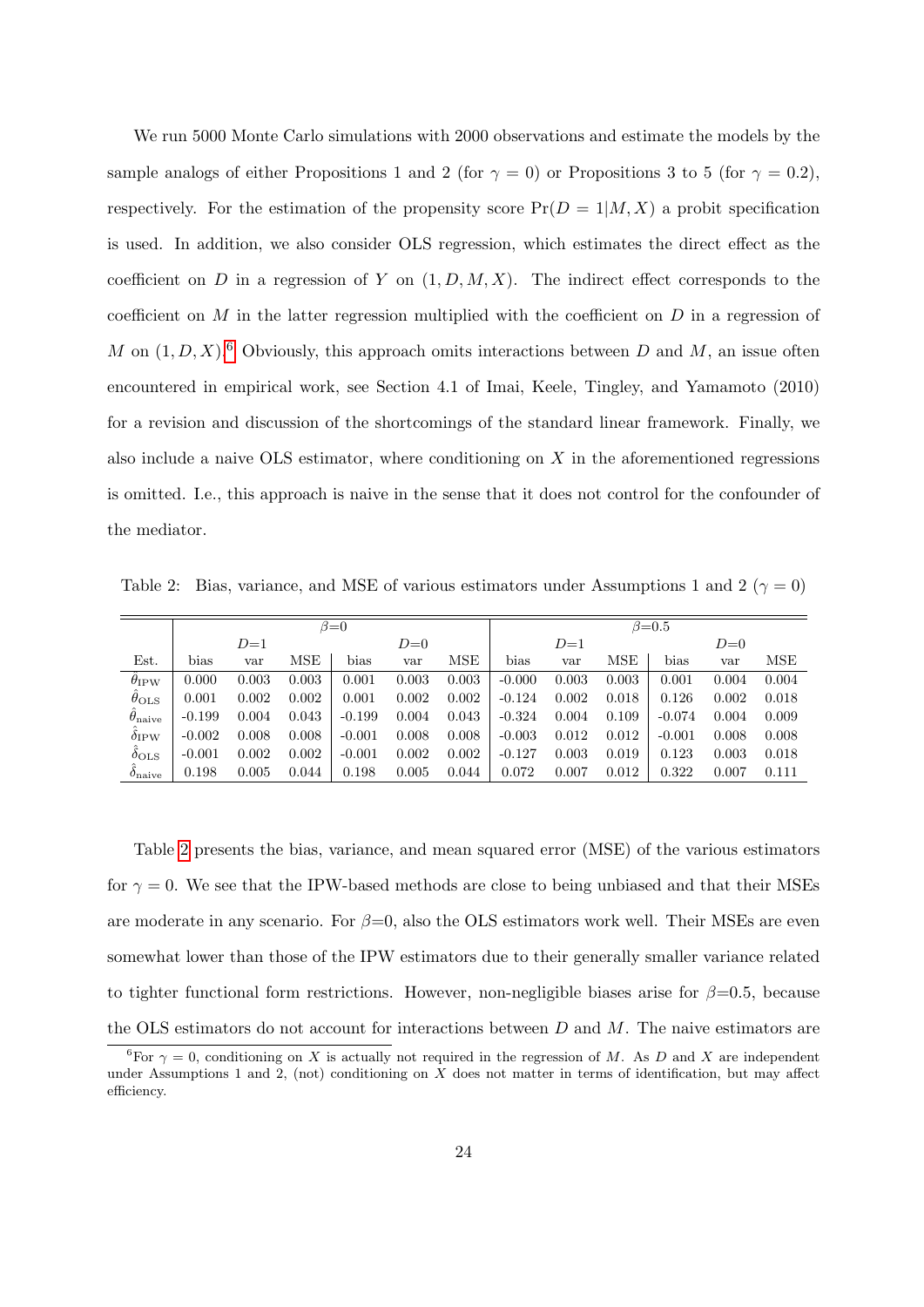We run 5000 Monte Carlo simulations with 2000 observations and estimate the models by the sample analogs of either Propositions 1 and 2 (for $\gamma = 0$) or Propositions 3 to 5 (for $\gamma = 0.2$), respectively. For the estimation of the propensity score $\Pr(D = 1|M, X)$ a probit specification is used. In addition, we also consider OLS regression, which estimates the direct effect as the coefficient on $D$ in a regression of $Y$ on $(1, D, M, X)$. The indirect effect corresponds to the coefficient on $M$ in the latter regression multiplied with the coefficient on $D$ in a regression of $M$ on $(1, D, X)$.[6] Obviously, this approach omits interactions between $D$ and $M$, an issue often encountered in empirical work, see Section 4.1 of Imai, Keele, Tingley, and Yamamoto (2010) for a revision and discussion of the shortcomings of the standard linear framework. Finally, we also include a naive OLS estimator, where conditioning on $X$ in the aforementioned regressions is omitted. I.e., this approach is naive in the sense that it does not control for the confounder of the mediator.

Table 2: Bias, variance, and MSE of various estimators under Assumptions 1 and 2 ($\gamma = 0$)

| | $\beta$=0 | | | | | | $\beta$=0.5 | | | | | |
|---|---|---|---|---|---|---|---|---|---|---|---|---|
| | | $D$=1 | | | $D$=0 | | | $D$=1 | | | $D$=0 | |
| Est. | bias | var | MSE | bias | var | MSE | bias | var | MSE | bias | var | MSE |
| $\hat{\theta}_{\text{IPW}}$ | 0.000 | 0.003 | 0.003 | 0.001 | 0.003 | 0.003 | -0.000 | 0.003 | 0.003 | 0.001 | 0.004 | 0.004 |
| $\hat{\theta}_{\text{OLS}}$ | 0.001 | 0.002 | 0.002 | 0.001 | 0.002 | 0.002 | -0.124 | 0.002 | 0.018 | 0.126 | 0.002 | 0.018 |
| $\hat{\theta}_{\text{naive}}$ | -0.199 | 0.004 | 0.043 | -0.199 | 0.004 | 0.043 | -0.324 | 0.004 | 0.109 | -0.074 | 0.004 | 0.009 |
| $\hat{\delta}_{\text{IPW}}$ | -0.002 | 0.008 | 0.008 | -0.001 | 0.008 | 0.008 | -0.003 | 0.012 | 0.012 | -0.001 | 0.008 | 0.008 |
| $\hat{\delta}_{\text{OLS}}$ | -0.001 | 0.002 | 0.002 | -0.001 | 0.002 | 0.002 | -0.127 | 0.003 | 0.019 | 0.123 | 0.003 | 0.018 |
| $\hat{\delta}_{\text{naive}}$ | 0.198 | 0.005 | 0.044 | 0.198 | 0.005 | 0.044 | 0.072 | 0.007 | 0.012 | 0.322 | 0.007 | 0.111 |

Table 2 presents the bias, variance, and mean squared error (MSE) of the various estimators for $\gamma = 0$. We see that the IPW-based methods are close to being unbiased and that their MSEs are moderate in any scenario. For $\beta$=0, also the OLS estimators work well. Their MSEs are even somewhat lower than those of the IPW estimators due to their generally smaller variance related to tighter functional form restrictions. However, non-negligible biases arise for $\beta$=0.5, because the OLS estimators do not account for interactions between $D$ and $M$. The naive estimators are

[6] For $\gamma = 0$, conditioning on $X$ is actually not required in the regression of $M$. As $D$ and $X$ are independent under Assumptions 1 and 2, (not) conditioning on $X$ does not matter in terms of identification, but may affect efficiency.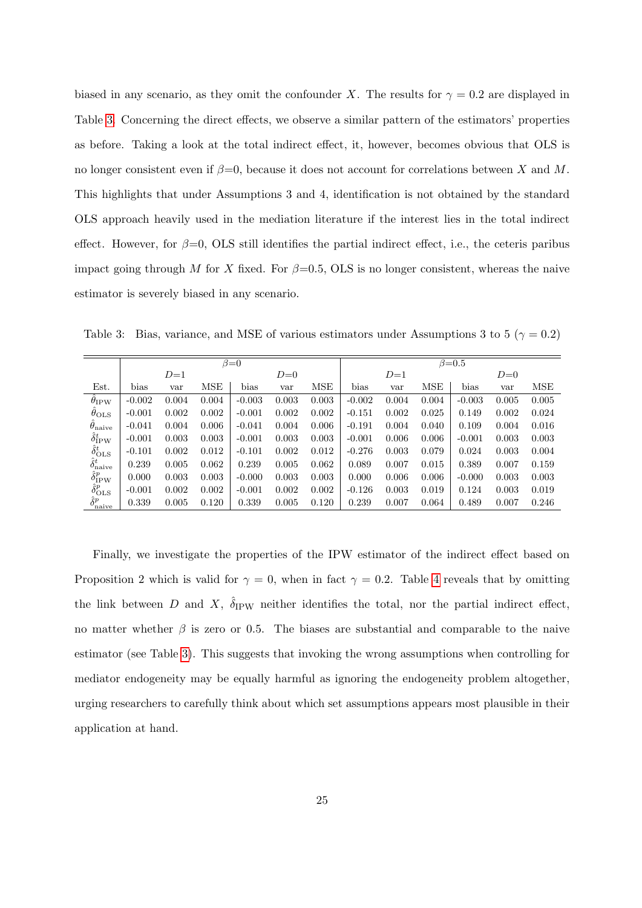biased in any scenario, as they omit the confounder $X$. The results for $\gamma = 0.2$ are displayed in Table 3. Concerning the direct effects, we observe a similar pattern of the estimators' properties as before. Taking a look at the total indirect effect, it, however, becomes obvious that OLS is no longer consistent even if $\beta$=0, because it does not account for correlations between $X$ and $M$. This highlights that under Assumptions 3 and 4, identification is not obtained by the standard OLS approach heavily used in the mediation literature if the interest lies in the total indirect effect. However, for $\beta$=0, OLS still identifies the partial indirect effect, i.e., the ceteris paribus impact going through $M$ for $X$ fixed. For $\beta$=0.5, OLS is no longer consistent, whereas the naive estimator is severely biased in any scenario.

Table 3: Bias, variance, and MSE of various estimators under Assumptions 3 to 5 ($\gamma = 0.2$)

| | $\beta$=0 | | | | | | $\beta$=0.5 | | | | | |
|---|---|---|---|---|---|---|---|---|---|---|---|---|
| | $D$=1 | | | $D$=0 | | | $D$=1 | | | $D$=0 | | |
| Est. | bias | var | MSE | bias | var | MSE | bias | var | MSE | bias | var | MSE |
| $\hat{\theta}_{\text{IPW}}$ | -0.002 | 0.004 | 0.004 | -0.003 | 0.003 | 0.003 | -0.002 | 0.004 | 0.004 | -0.003 | 0.005 | 0.005 |
| $\hat{\theta}_{\text{OLS}}$ | -0.001 | 0.002 | 0.002 | -0.001 | 0.002 | 0.002 | -0.151 | 0.002 | 0.025 | 0.149 | 0.002 | 0.024 |
| $\hat{\theta}_{\text{naive}}$ | -0.041 | 0.004 | 0.006 | -0.041 | 0.004 | 0.006 | -0.191 | 0.004 | 0.040 | 0.109 | 0.004 | 0.016 |
| $\hat{\delta}^t_{\text{IPW}}$ | -0.001 | 0.003 | 0.003 | -0.001 | 0.003 | 0.003 | -0.001 | 0.006 | 0.006 | -0.001 | 0.003 | 0.003 |
| $\hat{\delta}^t_{\text{OLS}}$ | -0.101 | 0.002 | 0.012 | -0.101 | 0.002 | 0.012 | -0.276 | 0.003 | 0.079 | 0.024 | 0.003 | 0.004 |
| $\hat{\delta}^t_{\text{naive}}$ | 0.239 | 0.005 | 0.062 | 0.239 | 0.005 | 0.062 | 0.089 | 0.007 | 0.015 | 0.389 | 0.007 | 0.159 |
| $\hat{\delta}^p_{\text{IPW}}$ | 0.000 | 0.003 | 0.003 | -0.000 | 0.003 | 0.003 | 0.000 | 0.006 | 0.006 | -0.000 | 0.003 | 0.003 |
| $\hat{\delta}^p_{\text{OLS}}$ | -0.001 | 0.002 | 0.002 | -0.001 | 0.002 | 0.002 | -0.126 | 0.003 | 0.019 | 0.124 | 0.003 | 0.019 |
| $\hat{\delta}^p_{\text{naive}}$ | 0.339 | 0.005 | 0.120 | 0.339 | 0.005 | 0.120 | 0.239 | 0.007 | 0.064 | 0.489 | 0.007 | 0.246 |

Finally, we investigate the properties of the IPW estimator of the indirect effect based on Proposition 2 which is valid for $\gamma = 0$, when in fact $\gamma = 0.2$. Table 4 reveals that by omitting the link between $D$ and $X$, $\hat{\delta}_{\text{IPW}}$ neither identifies the total, nor the partial indirect effect, no matter whether $\beta$ is zero or 0.5. The biases are substantial and comparable to the naive estimator (see Table 3). This suggests that invoking the wrong assumptions when controlling for mediator endogeneity may be equally harmful as ignoring the endogeneity problem altogether, urging researchers to carefully think about which set assumptions appears most plausible in their application at hand.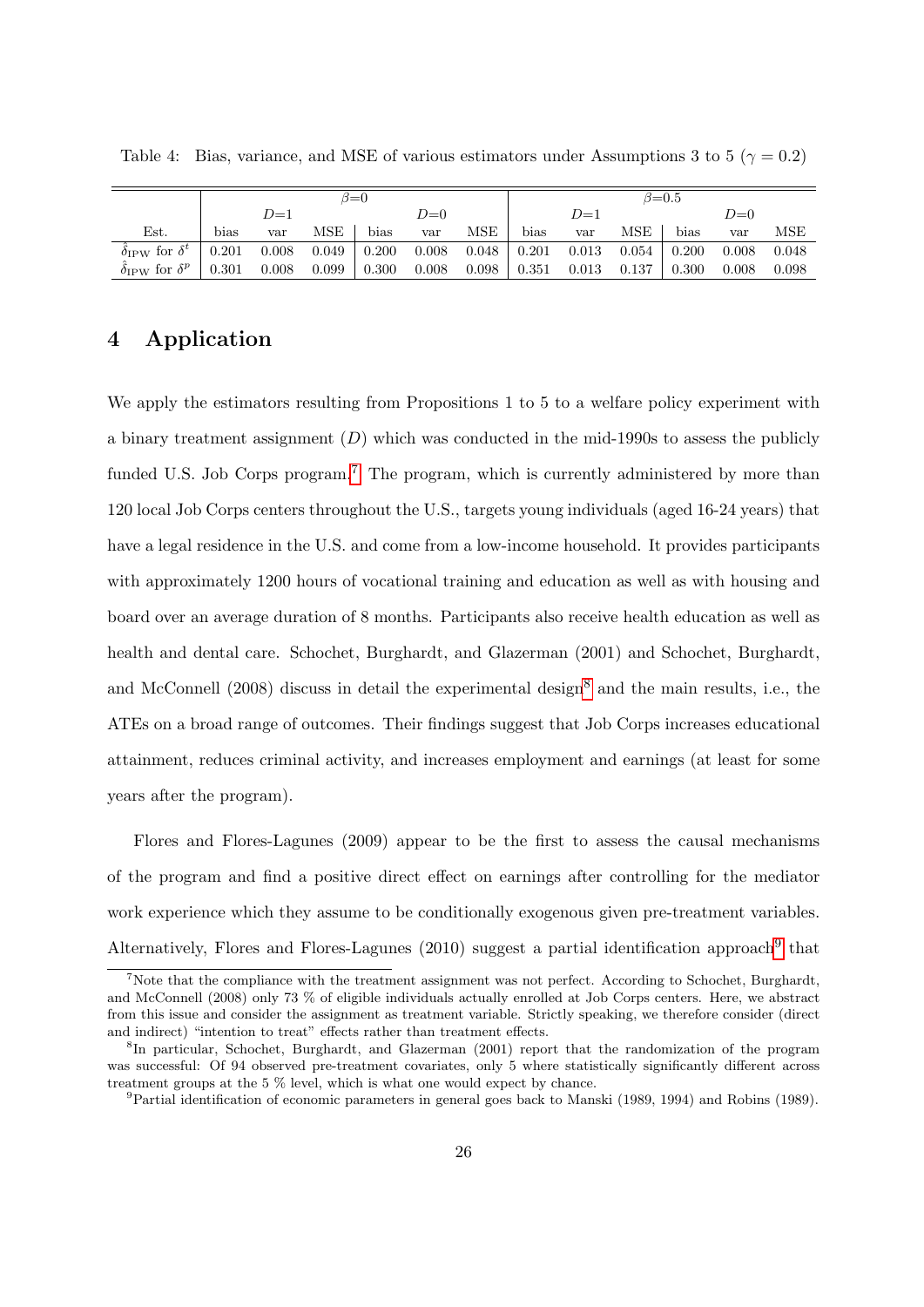Table 4: Bias, variance, and MSE of various estimators under Assumptions 3 to 5 ($\gamma = 0.2$)

| | $\beta$=0 | | | | | | $\beta$=0.5 | | | | | |
|---|---|---|---|---|---|---|---|---|---|---|---|---|
| | $D$=1 | | | $D$=0 | | | $D$=1 | | | $D$=0 | | |
| Est. | bias | var | MSE | bias | var | MSE | bias | var | MSE | bias | var | MSE |
| $\hat{\delta}_{\text{IPW}}$ for $\delta^t$ | 0.201 | 0.008 | 0.049 | 0.200 | 0.008 | 0.048 | 0.201 | 0.013 | 0.054 | 0.200 | 0.008 | 0.048 |
| $\hat{\delta}_{\text{IPW}}$ for $\delta^p$ | 0.301 | 0.008 | 0.099 | 0.300 | 0.008 | 0.098 | 0.351 | 0.013 | 0.137 | 0.300 | 0.008 | 0.098 |

## 4 Application

We apply the estimators resulting from Propositions 1 to 5 to a welfare policy experiment with a binary treatment assignment ($D$) which was conducted in the mid-1990s to assess the publicly funded U.S. Job Corps program.[7] The program, which is currently administered by more than 120 local Job Corps centers throughout the U.S., targets young individuals (aged 16-24 years) that have a legal residence in the U.S. and come from a low-income household. It provides participants with approximately 1200 hours of vocational training and education as well as with housing and board over an average duration of 8 months. Participants also receive health education as well as health and dental care. Schochet, Burghardt, and Glazerman (2001) and Schochet, Burghardt, and McConnell (2008) discuss in detail the experimental design[8] and the main results, i.e., the ATEs on a broad range of outcomes. Their findings suggest that Job Corps increases educational attainment, reduces criminal activity, and increases employment and earnings (at least for some years after the program).

Flores and Flores-Lagunes (2009) appear to be the first to assess the causal mechanisms of the program and find a positive direct effect on earnings after controlling for the mediator work experience which they assume to be conditionally exogenous given pre-treatment variables. Alternatively, Flores and Flores-Lagunes (2010) suggest a partial identification approach[9] that

[7] Note that the compliance with the treatment assignment was not perfect. According to Schochet, Burghardt, and McConnell (2008) only 73 % of eligible individuals actually enrolled at Job Corps centers. Here, we abstract from this issue and consider the assignment as treatment variable. Strictly speaking, we therefore consider (direct and indirect) "intention to treat" effects rather than treatment effects.

[8] In particular, Schochet, Burghardt, and Glazerman (2001) report that the randomization of the program was successful: Of 94 observed pre-treatment covariates, only 5 where statistically significantly different across treatment groups at the 5 % level, which is what one would expect by chance.

[9] Partial identification of economic parameters in general goes back to Manski (1989, 1994) and Robins (1989).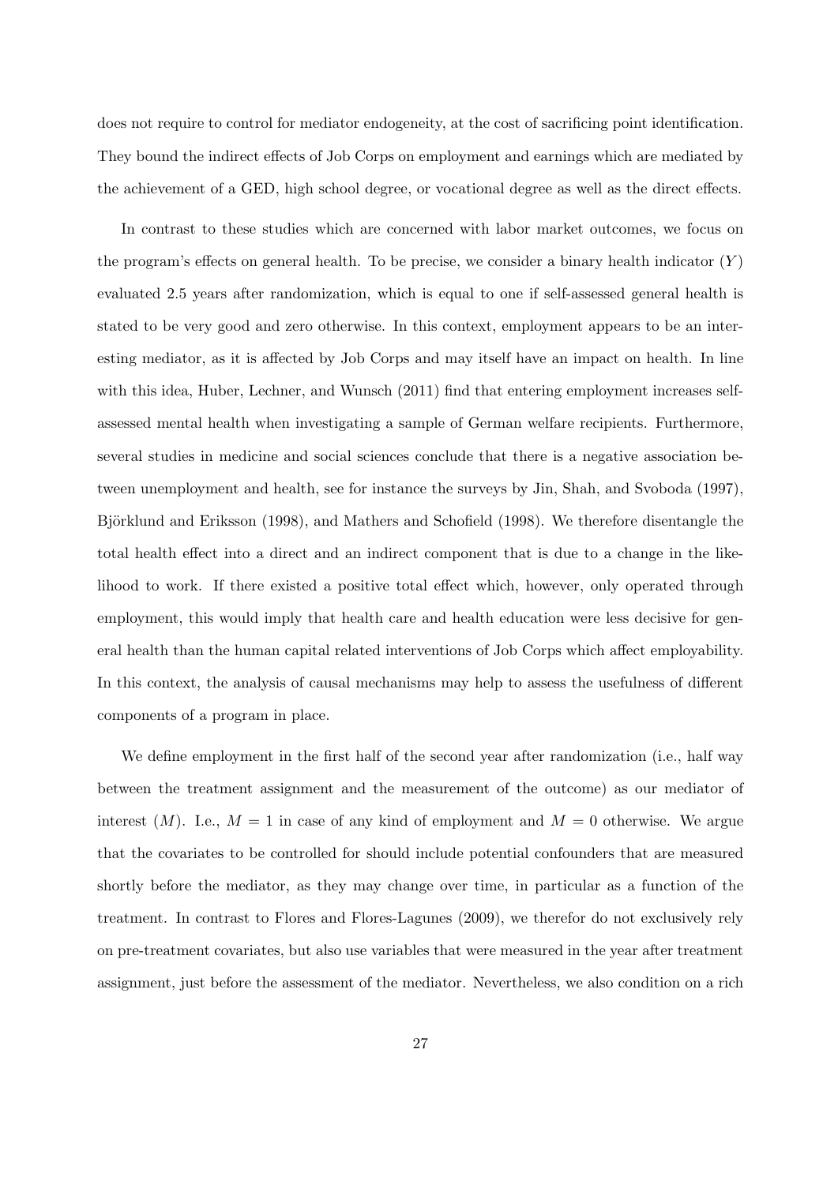does not require to control for mediator endogeneity, at the cost of sacrificing point identification. They bound the indirect effects of Job Corps on employment and earnings which are mediated by the achievement of a GED, high school degree, or vocational degree as well as the direct effects.

In contrast to these studies which are concerned with labor market outcomes, we focus on the program's effects on general health. To be precise, we consider a binary health indicator ($Y$) evaluated 2.5 years after randomization, which is equal to one if self-assessed general health is stated to be very good and zero otherwise. In this context, employment appears to be an interesting mediator, as it is affected by Job Corps and may itself have an impact on health. In line with this idea, Huber, Lechner, and Wunsch (2011) find that entering employment increases self-assessed mental health when investigating a sample of German welfare recipients. Furthermore, several studies in medicine and social sciences conclude that there is a negative association between unemployment and health, see for instance the surveys by Jin, Shah, and Svoboda (1997), Björklund and Eriksson (1998), and Mathers and Schofield (1998). We therefore disentangle the total health effect into a direct and an indirect component that is due to a change in the likelihood to work. If there existed a positive total effect which, however, only operated through employment, this would imply that health care and health education were less decisive for general health than the human capital related interventions of Job Corps which affect employability. In this context, the analysis of causal mechanisms may help to assess the usefulness of different components of a program in place.

We define employment in the first half of the second year after randomization (i.e., half way between the treatment assignment and the measurement of the outcome) as our mediator of interest ($M$). I.e., $M = 1$ in case of any kind of employment and $M = 0$ otherwise. We argue that the covariates to be controlled for should include potential confounders that are measured shortly before the mediator, as they may change over time, in particular as a function of the treatment. In contrast to Flores and Flores-Lagunes (2009), we therefor do not exclusively rely on pre-treatment covariates, but also use variables that were measured in the year after treatment assignment, just before the assessment of the mediator. Nevertheless, we also condition on a rich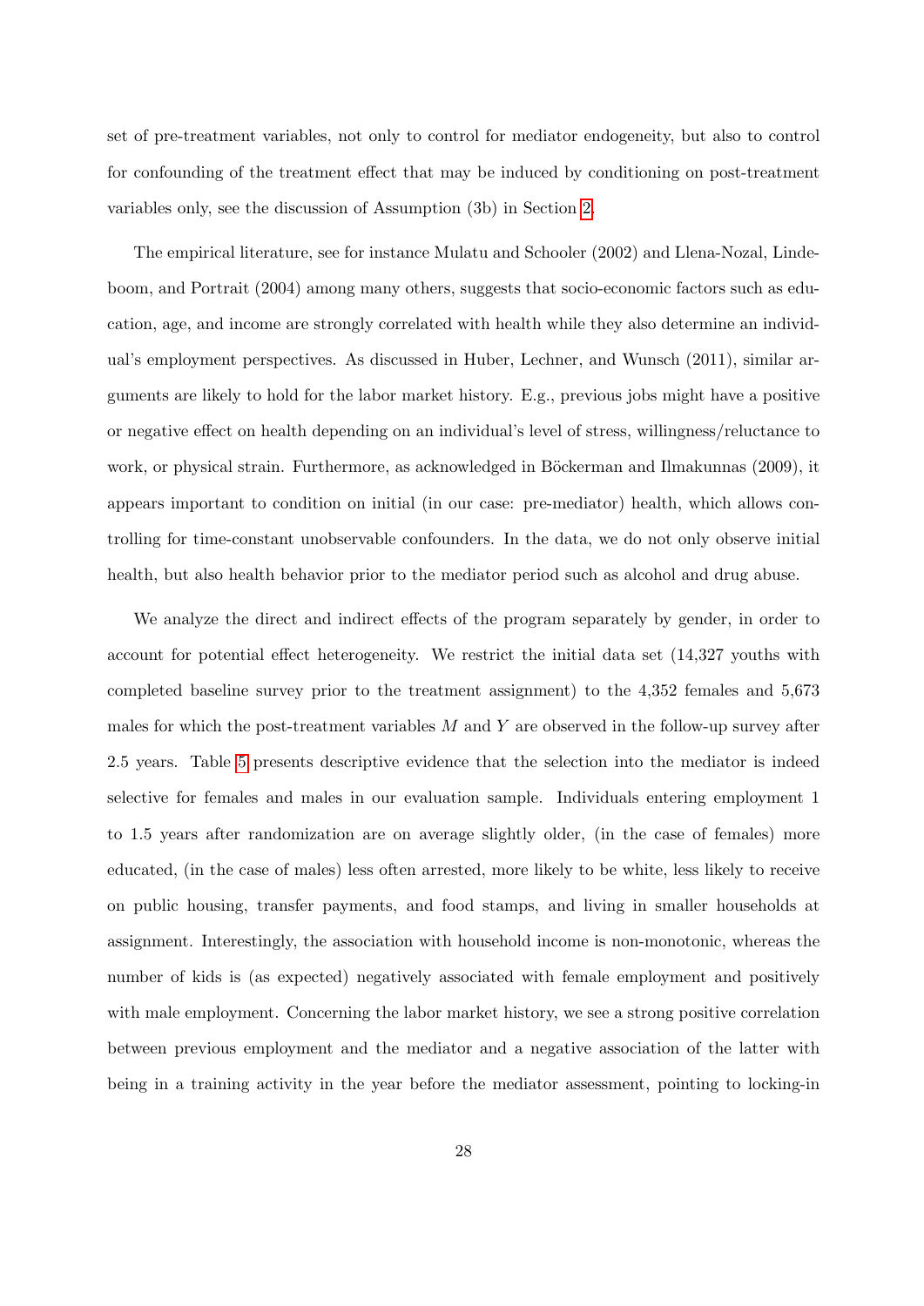set of pre-treatment variables, not only to control for mediator endogeneity, but also to control for confounding of the treatment effect that may be induced by conditioning on post-treatment variables only, see the discussion of Assumption (3b) in Section 2.

The empirical literature, see for instance Mulatu and Schooler (2002) and Llena-Nozal, Lindeboom, and Portrait (2004) among many others, suggests that socio-economic factors such as education, age, and income are strongly correlated with health while they also determine an individual's employment perspectives. As discussed in Huber, Lechner, and Wunsch (2011), similar arguments are likely to hold for the labor market history. E.g., previous jobs might have a positive or negative effect on health depending on an individual's level of stress, willingness/reluctance to work, or physical strain. Furthermore, as acknowledged in Böckerman and Ilmakunnas (2009), it appears important to condition on initial (in our case: pre-mediator) health, which allows controlling for time-constant unobservable confounders. In the data, we do not only observe initial health, but also health behavior prior to the mediator period such as alcohol and drug abuse.

We analyze the direct and indirect effects of the program separately by gender, in order to account for potential effect heterogeneity. We restrict the initial data set (14,327 youths with completed baseline survey prior to the treatment assignment) to the 4,352 females and 5,673 males for which the post-treatment variables $M$ and $Y$ are observed in the follow-up survey after 2.5 years. Table 5 presents descriptive evidence that the selection into the mediator is indeed selective for females and males in our evaluation sample. Individuals entering employment 1 to 1.5 years after randomization are on average slightly older, (in the case of females) more educated, (in the case of males) less often arrested, more likely to be white, less likely to receive on public housing, transfer payments, and food stamps, and living in smaller households at assignment. Interestingly, the association with household income is non-monotonic, whereas the number of kids is (as expected) negatively associated with female employment and positively with male employment. Concerning the labor market history, we see a strong positive correlation between previous employment and the mediator and a negative association of the latter with being in a training activity in the year before the mediator assessment, pointing to locking-in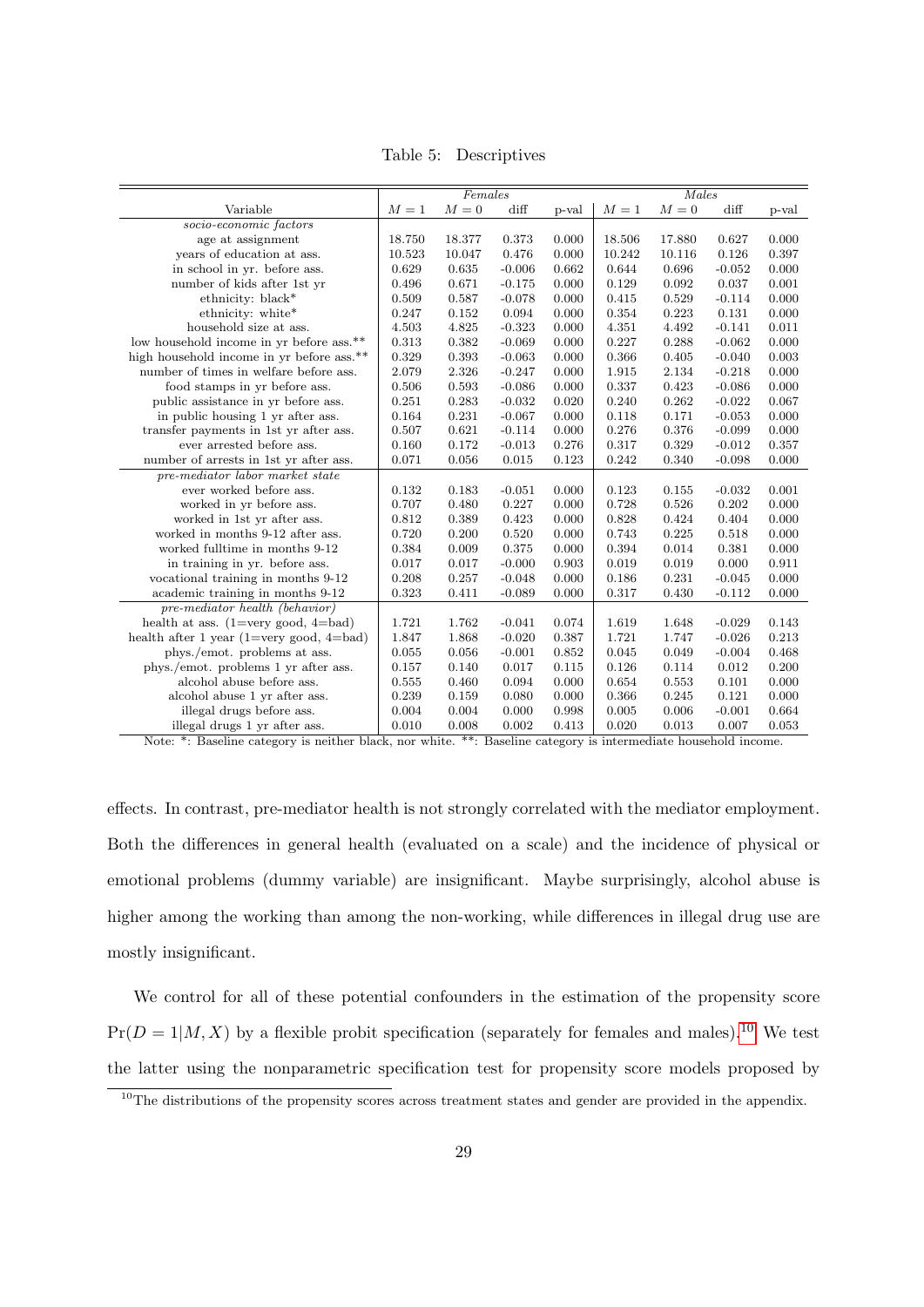Table 5: Descriptives

| Variable | Females | | | | Males | | | |
|---|---|---|---|---|---|---|---|---|
| | $M=1$ | $M=0$ | diff | p-val | $M=1$ | $M=0$ | diff | p-val |
| *socio-economic factors* | | | | | | | | |
| age at assignment | 18.750 | 18.377 | 0.373 | 0.000 | 18.506 | 17.880 | 0.627 | 0.000 |
| years of education at ass. | 10.523 | 10.047 | 0.476 | 0.000 | 10.242 | 10.116 | 0.126 | 0.397 |
| in school in yr. before ass. | 0.629 | 0.635 | -0.006 | 0.662 | 0.644 | 0.696 | -0.052 | 0.000 |
| number of kids after 1st yr | 0.496 | 0.671 | -0.175 | 0.000 | 0.129 | 0.092 | 0.037 | 0.001 |
| ethnicity: black* | 0.509 | 0.587 | -0.078 | 0.000 | 0.415 | 0.529 | -0.114 | 0.000 |
| ethnicity: white* | 0.247 | 0.152 | 0.094 | 0.000 | 0.354 | 0.223 | 0.131 | 0.000 |
| household size at ass. | 4.503 | 4.825 | -0.323 | 0.000 | 4.351 | 4.492 | -0.141 | 0.011 |
| low household income in yr before ass.** | 0.313 | 0.382 | -0.069 | 0.000 | 0.227 | 0.288 | -0.062 | 0.000 |
| high household income in yr before ass.** | 0.329 | 0.393 | -0.063 | 0.000 | 0.366 | 0.405 | -0.040 | 0.003 |
| number of times in welfare before ass. | 2.079 | 2.326 | -0.247 | 0.000 | 1.915 | 2.134 | -0.218 | 0.000 |
| food stamps in yr before ass. | 0.506 | 0.593 | -0.086 | 0.000 | 0.337 | 0.423 | -0.086 | 0.000 |
| public assistance in yr before ass. | 0.251 | 0.283 | -0.032 | 0.020 | 0.240 | 0.262 | -0.022 | 0.067 |
| in public housing 1 yr after ass. | 0.164 | 0.231 | -0.067 | 0.000 | 0.118 | 0.171 | -0.053 | 0.000 |
| transfer payments in 1st yr after ass. | 0.507 | 0.621 | -0.114 | 0.000 | 0.276 | 0.376 | -0.099 | 0.000 |
| ever arrested before ass. | 0.160 | 0.172 | -0.013 | 0.276 | 0.317 | 0.329 | -0.012 | 0.357 |
| number of arrests in 1st yr after ass. | 0.071 | 0.056 | 0.015 | 0.123 | 0.242 | 0.340 | -0.098 | 0.000 |
| *pre-mediator labor market state* | | | | | | | | |
| ever worked before ass. | 0.132 | 0.183 | -0.051 | 0.000 | 0.123 | 0.155 | -0.032 | 0.001 |
| worked in yr before ass. | 0.707 | 0.480 | 0.227 | 0.000 | 0.728 | 0.526 | 0.202 | 0.000 |
| worked in 1st yr after ass. | 0.812 | 0.389 | 0.423 | 0.000 | 0.828 | 0.424 | 0.404 | 0.000 |
| worked in months 9-12 after ass. | 0.720 | 0.200 | 0.520 | 0.000 | 0.743 | 0.225 | 0.518 | 0.000 |
| worked fulltime in months 9-12 | 0.384 | 0.009 | 0.375 | 0.000 | 0.394 | 0.014 | 0.381 | 0.000 |
| in training in yr. before ass. | 0.017 | 0.017 | -0.000 | 0.903 | 0.019 | 0.019 | 0.000 | 0.911 |
| vocational training in months 9-12 | 0.208 | 0.257 | -0.048 | 0.000 | 0.186 | 0.231 | -0.045 | 0.000 |
| academic training in months 9-12 | 0.323 | 0.411 | -0.089 | 0.000 | 0.317 | 0.430 | -0.112 | 0.000 |
| *pre-mediator health (behavior)* | | | | | | | | |
| health at ass. (1=very good, 4=bad) | 1.721 | 1.762 | -0.041 | 0.074 | 1.619 | 1.648 | -0.029 | 0.143 |
| health after 1 year (1=very good, 4=bad) | 1.847 | 1.868 | -0.020 | 0.387 | 1.721 | 1.747 | -0.026 | 0.213 |
| phys./emot. problems at ass. | 0.055 | 0.056 | -0.001 | 0.852 | 0.045 | 0.049 | -0.004 | 0.468 |
| phys./emot. problems 1 yr after ass. | 0.157 | 0.140 | 0.017 | 0.115 | 0.126 | 0.114 | 0.012 | 0.200 |
| alcohol abuse before ass. | 0.555 | 0.460 | 0.094 | 0.000 | 0.654 | 0.553 | 0.101 | 0.000 |
| alcohol abuse 1 yr after ass. | 0.239 | 0.159 | 0.080 | 0.000 | 0.366 | 0.245 | 0.121 | 0.000 |
| illegal drugs before ass. | 0.004 | 0.004 | 0.000 | 0.998 | 0.005 | 0.006 | -0.001 | 0.664 |
| illegal drugs 1 yr after ass. | 0.010 | 0.008 | 0.002 | 0.413 | 0.020 | 0.013 | 0.007 | 0.053 |

Note: *: Baseline category is neither black, nor white. **: Baseline category is intermediate household income.

effects. In contrast, pre-mediator health is not strongly correlated with the mediator employment. Both the differences in general health (evaluated on a scale) and the incidence of physical or emotional problems (dummy variable) are insignificant. Maybe surprisingly, alcohol abuse is higher among the working than among the non-working, while differences in illegal drug use are mostly insignificant.

We control for all of these potential confounders in the estimation of the propensity score $\Pr(D=1|M,X)$ by a flexible probit specification (separately for females and males).[10] We test the latter using the nonparametric specification test for propensity score models proposed by

[10] The distributions of the propensity scores across treatment states and gender are provided in the appendix.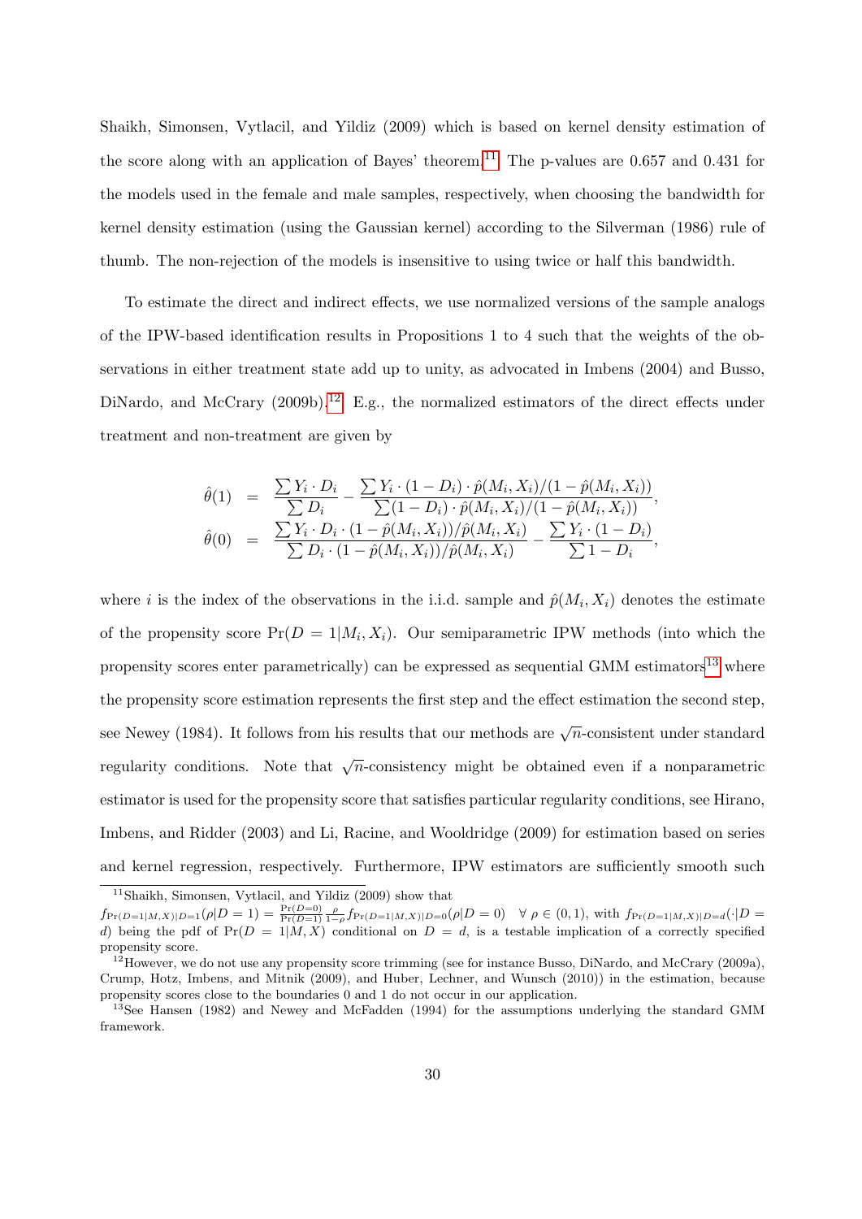Shaikh, Simonsen, Vytlacil, and Yildiz (2009) which is based on kernel density estimation of the score along with an application of Bayes' theorem.[11] The p-values are 0.657 and 0.431 for the models used in the female and male samples, respectively, when choosing the bandwidth for kernel density estimation (using the Gaussian kernel) according to the Silverman (1986) rule of thumb. The non-rejection of the models is insensitive to using twice or half this bandwidth.

To estimate the direct and indirect effects, we use normalized versions of the sample analogs of the IPW-based identification results in Propositions 1 to 4 such that the weights of the observations in either treatment state add up to unity, as advocated in Imbens (2004) and Busso, DiNardo, and McCrary (2009b).[12] E.g., the normalized estimators of the direct effects under treatment and non-treatment are given by

$$
\begin{aligned}
\hat{\theta}(1) &= \frac{\sum Y_i \cdot D_i}{\sum D_i} - \frac{\sum Y_i \cdot (1-D_i) \cdot \hat{p}(M_i, X_i)/(1-\hat{p}(M_i, X_i))}{\sum (1-D_i) \cdot \hat{p}(M_i, X_i)/(1-\hat{p}(M_i, X_i))}, \\
\hat{\theta}(0) &= \frac{\sum Y_i \cdot D_i \cdot (1-\hat{p}(M_i, X_i))/\hat{p}(M_i, X_i)}{\sum D_i \cdot (1-\hat{p}(M_i, X_i))/\hat{p}(M_i, X_i)} - \frac{\sum Y_i \cdot (1-D_i)}{\sum 1-D_i},
\end{aligned}
$$

where $i$ is the index of the observations in the i.i.d. sample and $\hat{p}(M_i, X_i)$ denotes the estimate of the propensity score $\Pr(D=1|M_i, X_i)$. Our semiparametric IPW methods (into which the propensity scores enter parametrically) can be expressed as sequential GMM estimators[13] where the propensity score estimation represents the first step and the effect estimation the second step, see Newey (1984). It follows from his results that our methods are $\sqrt{n}$-consistent under standard regularity conditions. Note that $\sqrt{n}$-consistency might be obtained even if a nonparametric estimator is used for the propensity score that satisfies particular regularity conditions, see Hirano, Imbens, and Ridder (2003) and Li, Racine, and Wooldridge (2009) for estimation based on series and kernel regression, respectively. Furthermore, IPW estimators are sufficiently smooth such

[11] Shaikh, Simonsen, Vytlacil, and Yildiz (2009) show that $f_{\Pr(D=1|M,X)|D=1}(\rho|D=1) = \frac{\Pr(D=0)}{\Pr(D=1)} \frac{\rho}{1-\rho} f_{\Pr(D=1|M,X)|D=0}(\rho|D=0) \quad \forall \rho \in (0,1)$, with $f_{\Pr(D=1|M,X)|D=d}(\cdot|D=d)$ being the pdf of $\Pr(D=1|M,X)$ conditional on $D=d$, is a testable implication of a correctly specified propensity score.

[12] However, we do not use any propensity score trimming (see for instance Busso, DiNardo, and McCrary (2009a), Crump, Hotz, Imbens, and Mitnik (2009), and Huber, Lechner, and Wunsch (2010)) in the estimation, because propensity scores close to the boundaries 0 and 1 do not occur in our application.

[13] See Hansen (1982) and Newey and McFadden (1994) for the assumptions underlying the standard GMM framework.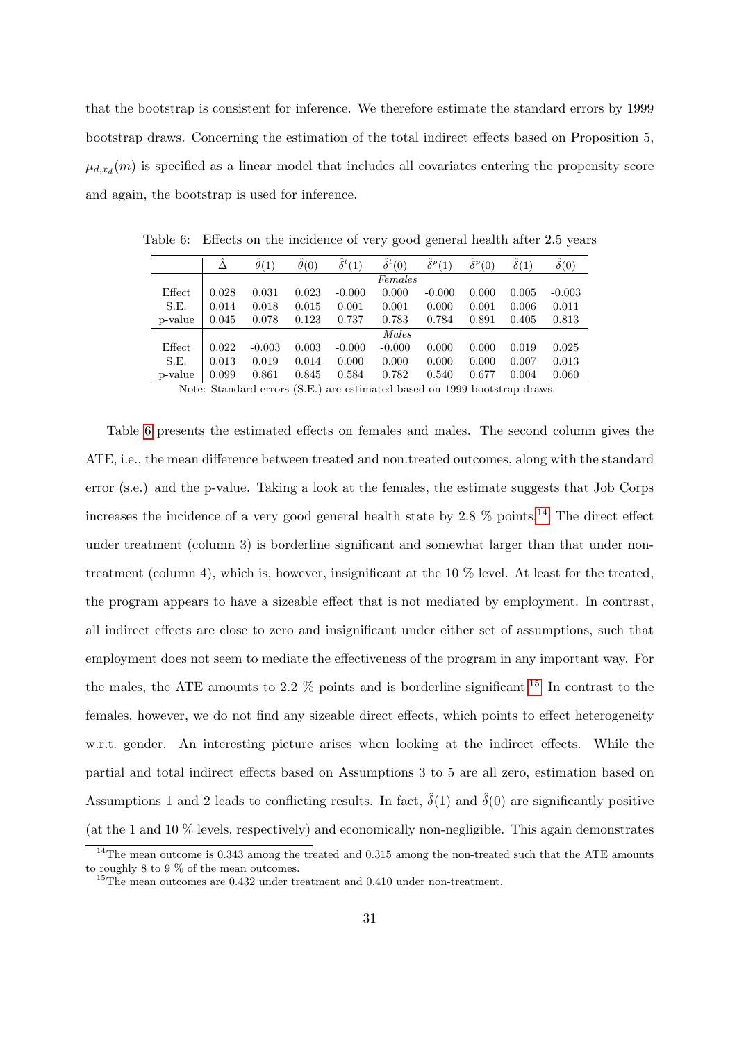that the bootstrap is consistent for inference. We therefore estimate the standard errors by 1999 bootstrap draws. Concerning the estimation of the total indirect effects based on Proposition 5, $\mu_{d,x_d}(m)$ is specified as a linear model that includes all covariates entering the propensity score and again, the bootstrap is used for inference.

Table 6: Effects on the incidence of very good general health after 2.5 years

| | $\hat{\Delta}$ | $\hat{\theta}(1)$ | $\hat{\theta}(0)$ | $\hat{\delta}^t(1)$ | $\hat{\delta}^t(0)$ | $\hat{\delta}^p(1)$ | $\hat{\delta}^p(0)$ | $\hat{\delta}(1)$ | $\hat{\delta}(0)$ |
|---|---|---|---|---|---|---|---|---|---|
| | | | | | *Females* | | | | |
| Effect | 0.028 | 0.031 | 0.023 | -0.000 | 0.000 | -0.000 | 0.000 | 0.005 | -0.003 |
| S.E. | 0.014 | 0.018 | 0.015 | 0.001 | 0.001 | 0.000 | 0.001 | 0.006 | 0.011 |
| p-value | 0.045 | 0.078 | 0.123 | 0.737 | 0.783 | 0.784 | 0.891 | 0.405 | 0.813 |
| | | | | | *Males* | | | | |
| Effect | 0.022 | -0.003 | 0.003 | -0.000 | -0.000 | 0.000 | 0.000 | 0.019 | 0.025 |
| S.E. | 0.013 | 0.019 | 0.014 | 0.000 | 0.000 | 0.000 | 0.000 | 0.007 | 0.013 |
| p-value | 0.099 | 0.861 | 0.845 | 0.584 | 0.782 | 0.540 | 0.677 | 0.004 | 0.060 |

Note: Standard errors (S.E.) are estimated based on 1999 bootstrap draws.

Table 6 presents the estimated effects on females and males. The second column gives the ATE, i.e., the mean difference between treated and non.treated outcomes, along with the standard error (s.e.) and the p-value. Taking a look at the females, the estimate suggests that Job Corps increases the incidence of a very good general health state by 2.8 % points.[14] The direct effect under treatment (column 3) is borderline significant and somewhat larger than that under non-treatment (column 4), which is, however, insignificant at the 10 % level. At least for the treated, the program appears to have a sizeable effect that is not mediated by employment. In contrast, all indirect effects are close to zero and insignificant under either set of assumptions, such that employment does not seem to mediate the effectiveness of the program in any important way. For the males, the ATE amounts to 2.2 % points and is borderline significant.[15] In contrast to the females, however, we do not find any sizeable direct effects, which points to effect heterogeneity w.r.t. gender. An interesting picture arises when looking at the indirect effects. While the partial and total indirect effects based on Assumptions 3 to 5 are all zero, estimation based on Assumptions 1 and 2 leads to conflicting results. In fact, $\hat{\delta}(1)$ and $\hat{\delta}(0)$ are significantly positive (at the 1 and 10 % levels, respectively) and economically non-negligible. This again demonstrates

[14] The mean outcome is 0.343 among the treated and 0.315 among the non-treated such that the ATE amounts to roughly 8 to 9 % of the mean outcomes.

[15] The mean outcomes are 0.432 under treatment and 0.410 under non-treatment.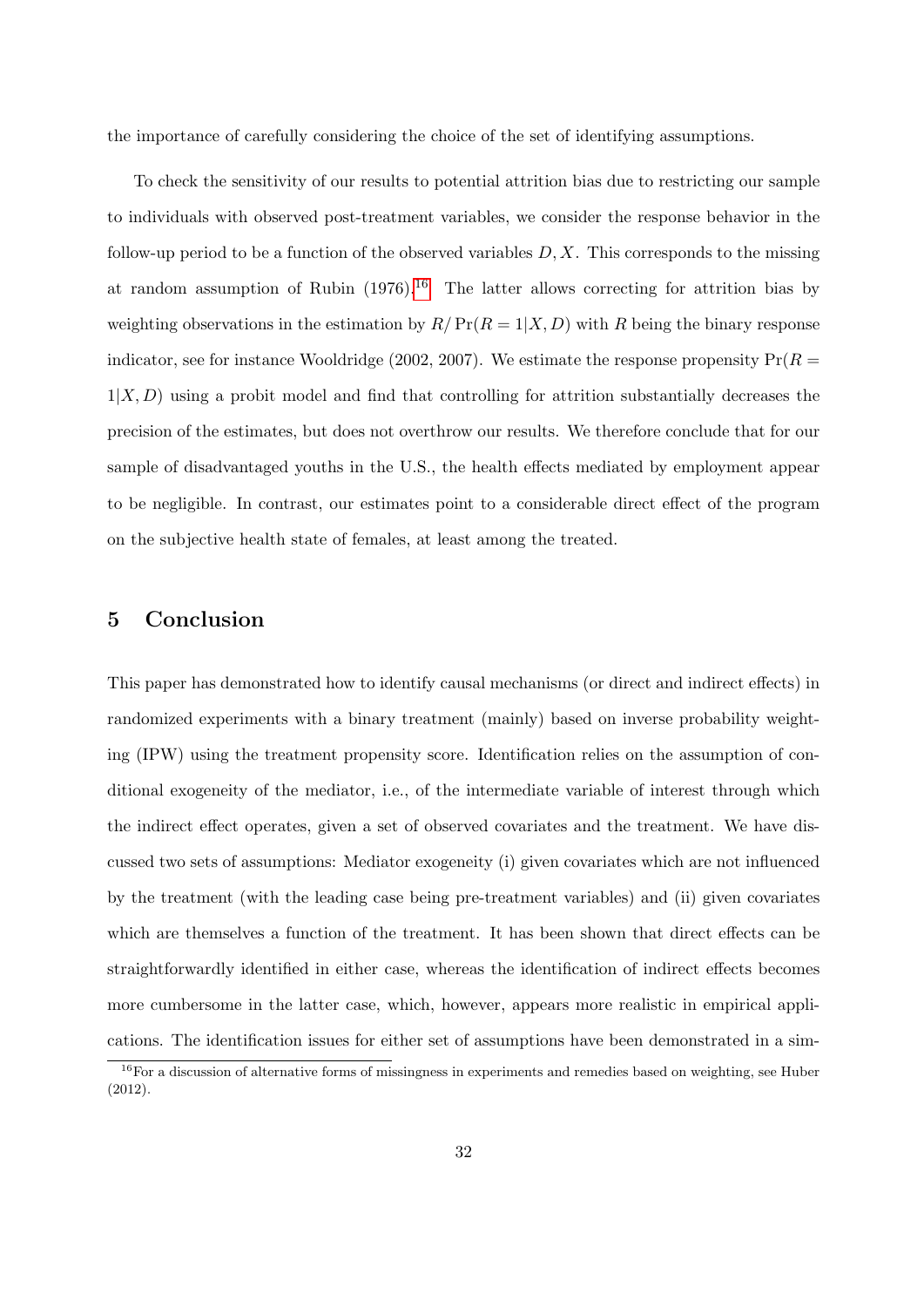the importance of carefully considering the choice of the set of identifying assumptions.

To check the sensitivity of our results to potential attrition bias due to restricting our sample to individuals with observed post-treatment variables, we consider the response behavior in the follow-up period to be a function of the observed variables $D, X$. This corresponds to the missing at random assumption of Rubin (1976).[16] The latter allows correcting for attrition bias by weighting observations in the estimation by $R/\Pr(R = 1|X, D)$ with $R$ being the binary response indicator, see for instance Wooldridge (2002, 2007). We estimate the response propensity $\Pr(R = 1|X, D)$ using a probit model and find that controlling for attrition substantially decreases the precision of the estimates, but does not overthrow our results. We therefore conclude that for our sample of disadvantaged youths in the U.S., the health effects mediated by employment appear to be negligible. In contrast, our estimates point to a considerable direct effect of the program on the subjective health state of females, at least among the treated.

## 5 Conclusion

This paper has demonstrated how to identify causal mechanisms (or direct and indirect effects) in randomized experiments with a binary treatment (mainly) based on inverse probability weighting (IPW) using the treatment propensity score. Identification relies on the assumption of conditional exogeneity of the mediator, i.e., of the intermediate variable of interest through which the indirect effect operates, given a set of observed covariates and the treatment. We have discussed two sets of assumptions: Mediator exogeneity (i) given covariates which are not influenced by the treatment (with the leading case being pre-treatment variables) and (ii) given covariates which are themselves a function of the treatment. It has been shown that direct effects can be straightforwardly identified in either case, whereas the identification of indirect effects becomes more cumbersome in the latter case, which, however, appears more realistic in empirical applications. The identification issues for either set of assumptions have been demonstrated in a sim-

[16] For a discussion of alternative forms of missingness in experiments and remedies based on weighting, see Huber (2012).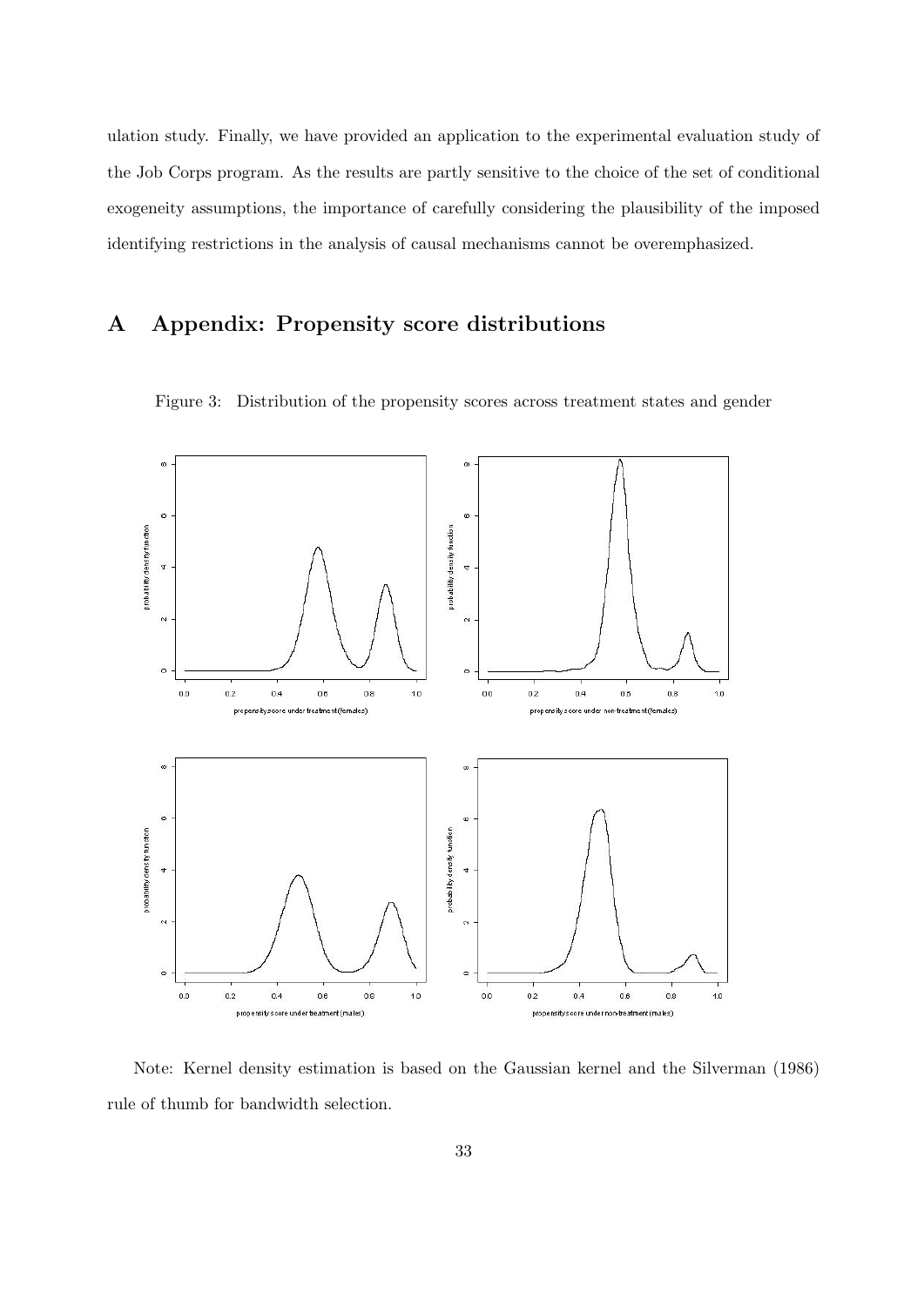ulation study. Finally, we have provided an application to the experimental evaluation study of the Job Corps program. As the results are partly sensitive to the choice of the set of conditional exogeneity assumptions, the importance of carefully considering the plausibility of the imposed identifying restrictions in the analysis of causal mechanisms cannot be overemphasized.

# A Appendix: Propensity score distributions

Figure 3: Distribution of the propensity scores across treatment states and gender

Note: Kernel density estimation is based on the Gaussian kernel and the Silverman (1986) rule of thumb for bandwidth selection.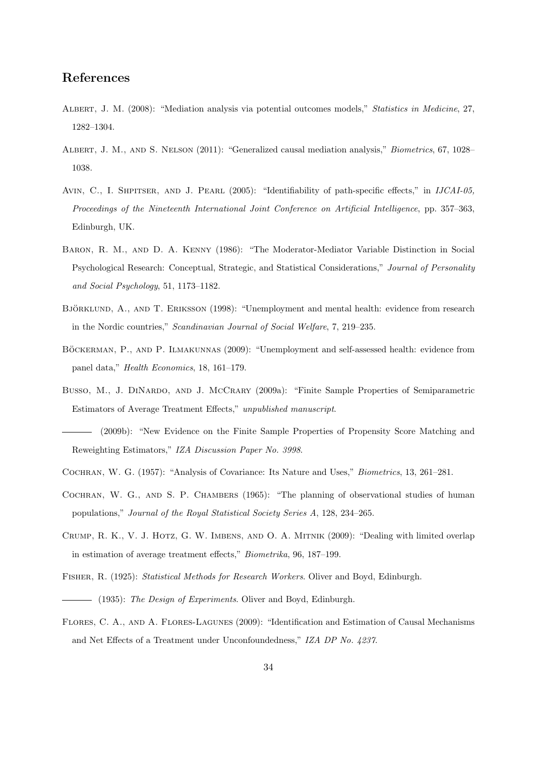## References

Albert, J. M. (2008): "Mediation analysis via potential outcomes models," *Statistics in Medicine*, 27, 1282–1304.

Albert, J. M., and S. Nelson (2011): "Generalized causal mediation analysis," *Biometrics*, 67, 1028–1038.

Avin, C., I. Shpitser, and J. Pearl (2005): "Identifiability of path-specific effects," in *IJCAI-05, Proceedings of the Nineteenth International Joint Conference on Artificial Intelligence*, pp. 357–363, Edinburgh, UK.

Baron, R. M., and D. A. Kenny (1986): "The Moderator-Mediator Variable Distinction in Social Psychological Research: Conceptual, Strategic, and Statistical Considerations," *Journal of Personality and Social Psychology*, 51, 1173–1182.

Björklund, A., and T. Eriksson (1998): "Unemployment and mental health: evidence from research in the Nordic countries," *Scandinavian Journal of Social Welfare*, 7, 219–235.

Böckerman, P., and P. Ilmakunnas (2009): "Unemployment and self-assessed health: evidence from panel data," *Health Economics*, 18, 161–179.

Busso, M., J. DiNardo, and J. McCrary (2009a): "Finite Sample Properties of Semiparametric Estimators of Average Treatment Effects," *unpublished manuscript*.

——— (2009b): "New Evidence on the Finite Sample Properties of Propensity Score Matching and Reweighting Estimators," *IZA Discussion Paper No. 3998*.

Cochran, W. G. (1957): "Analysis of Covariance: Its Nature and Uses," *Biometrics*, 13, 261–281.

Cochran, W. G., and S. P. Chambers (1965): "The planning of observational studies of human populations," *Journal of the Royal Statistical Society Series A*, 128, 234–265.

Crump, R. K., V. J. Hotz, G. W. Imbens, and O. A. Mitnik (2009): "Dealing with limited overlap in estimation of average treatment effects," *Biometrika*, 96, 187–199.

Fisher, R. (1925): *Statistical Methods for Research Workers*. Oliver and Boyd, Edinburgh.

——— (1935): *The Design of Experiments*. Oliver and Boyd, Edinburgh.

Flores, C. A., and A. Flores-Lagunes (2009): "Identification and Estimation of Causal Mechanisms and Net Effects of a Treatment under Unconfoundedness," *IZA DP No. 4237*.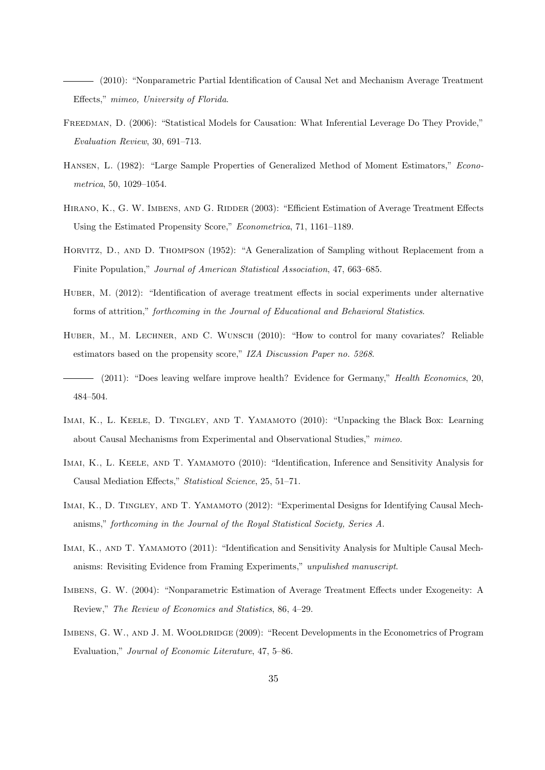——— (2010): "Nonparametric Partial Identification of Causal Net and Mechanism Average Treatment Effects," *mimeo, University of Florida*.

Freedman, D. (2006): "Statistical Models for Causation: What Inferential Leverage Do They Provide," *Evaluation Review*, 30, 691–713.

Hansen, L. (1982): "Large Sample Properties of Generalized Method of Moment Estimators," *Econometrica*, 50, 1029–1054.

Hirano, K., G. W. Imbens, and G. Ridder (2003): "Efficient Estimation of Average Treatment Effects Using the Estimated Propensity Score," *Econometrica*, 71, 1161–1189.

Horvitz, D., and D. Thompson (1952): "A Generalization of Sampling without Replacement from a Finite Population," *Journal of American Statistical Association*, 47, 663–685.

Huber, M. (2012): "Identification of average treatment effects in social experiments under alternative forms of attrition," *forthcoming in the Journal of Educational and Behavioral Statistics*.

Huber, M., M. Lechner, and C. Wunsch (2010): "How to control for many covariates? Reliable estimators based on the propensity score," *IZA Discussion Paper no. 5268*.

——— (2011): "Does leaving welfare improve health? Evidence for Germany," *Health Economics*, 20, 484–504.

Imai, K., L. Keele, D. Tingley, and T. Yamamoto (2010): "Unpacking the Black Box: Learning about Causal Mechanisms from Experimental and Observational Studies," *mimeo*.

Imai, K., L. Keele, and T. Yamamoto (2010): "Identification, Inference and Sensitivity Analysis for Causal Mediation Effects," *Statistical Science*, 25, 51–71.

Imai, K., D. Tingley, and T. Yamamoto (2012): "Experimental Designs for Identifying Causal Mechanisms," *forthcoming in the Journal of the Royal Statistical Society, Series A*.

Imai, K., and T. Yamamoto (2011): "Identification and Sensitivity Analysis for Multiple Causal Mechanisms: Revisiting Evidence from Framing Experiments," *unpulished manuscript*.

Imbens, G. W. (2004): "Nonparametric Estimation of Average Treatment Effects under Exogeneity: A Review," *The Review of Economics and Statistics*, 86, 4–29.

Imbens, G. W., and J. M. Wooldridge (2009): "Recent Developments in the Econometrics of Program Evaluation," *Journal of Economic Literature*, 47, 5–86.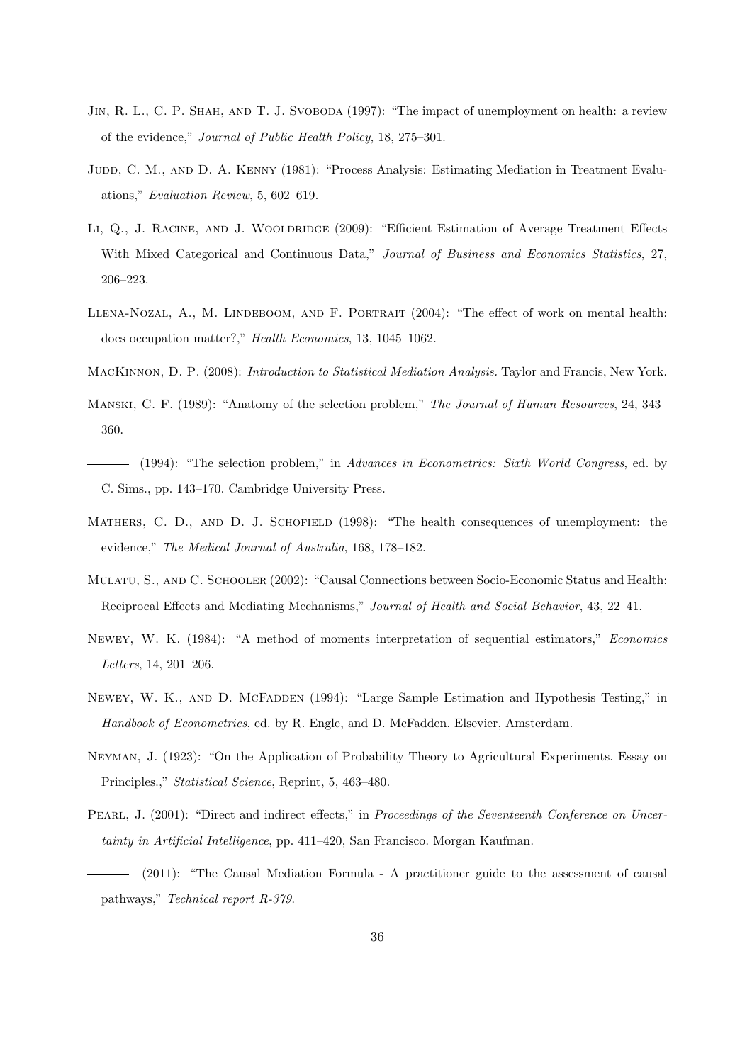Jin, R. L., C. P. Shah, and T. J. Svoboda (1997): "The impact of unemployment on health: a review of the evidence," *Journal of Public Health Policy*, 18, 275–301.

Judd, C. M., and D. A. Kenny (1981): "Process Analysis: Estimating Mediation in Treatment Evaluations," *Evaluation Review*, 5, 602–619.

Li, Q., J. Racine, and J. Wooldridge (2009): "Efficient Estimation of Average Treatment Effects With Mixed Categorical and Continuous Data," *Journal of Business and Economics Statistics*, 27, 206–223.

Llena-Nozal, A., M. Lindeboom, and F. Portrait (2004): "The effect of work on mental health: does occupation matter?," *Health Economics*, 13, 1045–1062.

MacKinnon, D. P. (2008): *Introduction to Statistical Mediation Analysis.* Taylor and Francis, New York.

Manski, C. F. (1989): "Anatomy of the selection problem," *The Journal of Human Resources*, 24, 343–360.

——— (1994): "The selection problem," in *Advances in Econometrics: Sixth World Congress*, ed. by C. Sims., pp. 143–170. Cambridge University Press.

Mathers, C. D., and D. J. Schofield (1998): "The health consequences of unemployment: the evidence," *The Medical Journal of Australia*, 168, 178–182.

Mulatu, S., and C. Schooler (2002): "Causal Connections between Socio-Economic Status and Health: Reciprocal Effects and Mediating Mechanisms," *Journal of Health and Social Behavior*, 43, 22–41.

Newey, W. K. (1984): "A method of moments interpretation of sequential estimators," *Economics Letters*, 14, 201–206.

Newey, W. K., and D. McFadden (1994): "Large Sample Estimation and Hypothesis Testing," in *Handbook of Econometrics*, ed. by R. Engle, and D. McFadden. Elsevier, Amsterdam.

Neyman, J. (1923): "On the Application of Probability Theory to Agricultural Experiments. Essay on Principles.," *Statistical Science*, Reprint, 5, 463–480.

Pearl, J. (2001): "Direct and indirect effects," in *Proceedings of the Seventeenth Conference on Uncertainty in Artificial Intelligence*, pp. 411–420, San Francisco. Morgan Kaufman.

——— (2011): "The Causal Mediation Formula - A practitioner guide to the assessment of causal pathways," *Technical report R-379*.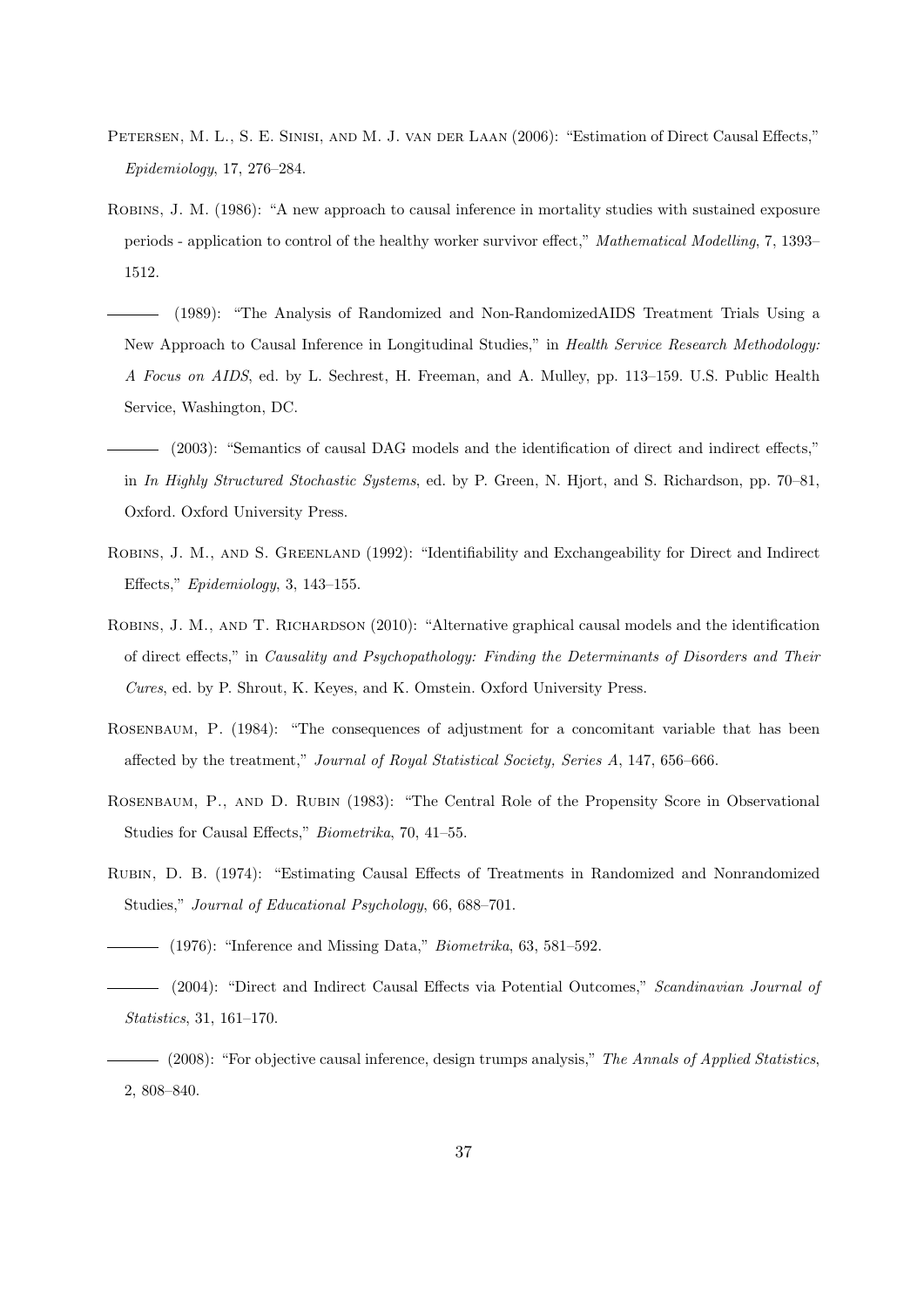Petersen, M. L., S. E. Sinisi, and M. J. van der Laan (2006): "Estimation of Direct Causal Effects," *Epidemiology*, 17, 276–284.

Robins, J. M. (1986): "A new approach to causal inference in mortality studies with sustained exposure periods - application to control of the healthy worker survivor effect," *Mathematical Modelling*, 7, 1393–1512.

——— (1989): "The Analysis of Randomized and Non-RandomizedAIDS Treatment Trials Using a New Approach to Causal Inference in Longitudinal Studies," in *Health Service Research Methodology: A Focus on AIDS*, ed. by L. Sechrest, H. Freeman, and A. Mulley, pp. 113–159. U.S. Public Health Service, Washington, DC.

——— (2003): "Semantics of causal DAG models and the identification of direct and indirect effects," in *In Highly Structured Stochastic Systems*, ed. by P. Green, N. Hjort, and S. Richardson, pp. 70–81, Oxford. Oxford University Press.

Robins, J. M., and S. Greenland (1992): "Identifiability and Exchangeability for Direct and Indirect Effects," *Epidemiology*, 3, 143–155.

Robins, J. M., and T. Richardson (2010): "Alternative graphical causal models and the identification of direct effects," in *Causality and Psychopathology: Finding the Determinants of Disorders and Their Cures*, ed. by P. Shrout, K. Keyes, and K. Omstein. Oxford University Press.

Rosenbaum, P. (1984): "The consequences of adjustment for a concomitant variable that has been affected by the treatment," *Journal of Royal Statistical Society, Series A*, 147, 656–666.

Rosenbaum, P., and D. Rubin (1983): "The Central Role of the Propensity Score in Observational Studies for Causal Effects," *Biometrika*, 70, 41–55.

Rubin, D. B. (1974): "Estimating Causal Effects of Treatments in Randomized and Nonrandomized Studies," *Journal of Educational Psychology*, 66, 688–701.

——— (1976): "Inference and Missing Data," *Biometrika*, 63, 581–592.

——— (2004): "Direct and Indirect Causal Effects via Potential Outcomes," *Scandinavian Journal of Statistics*, 31, 161–170.

——— (2008): "For objective causal inference, design trumps analysis," *The Annals of Applied Statistics*, 2, 808–840.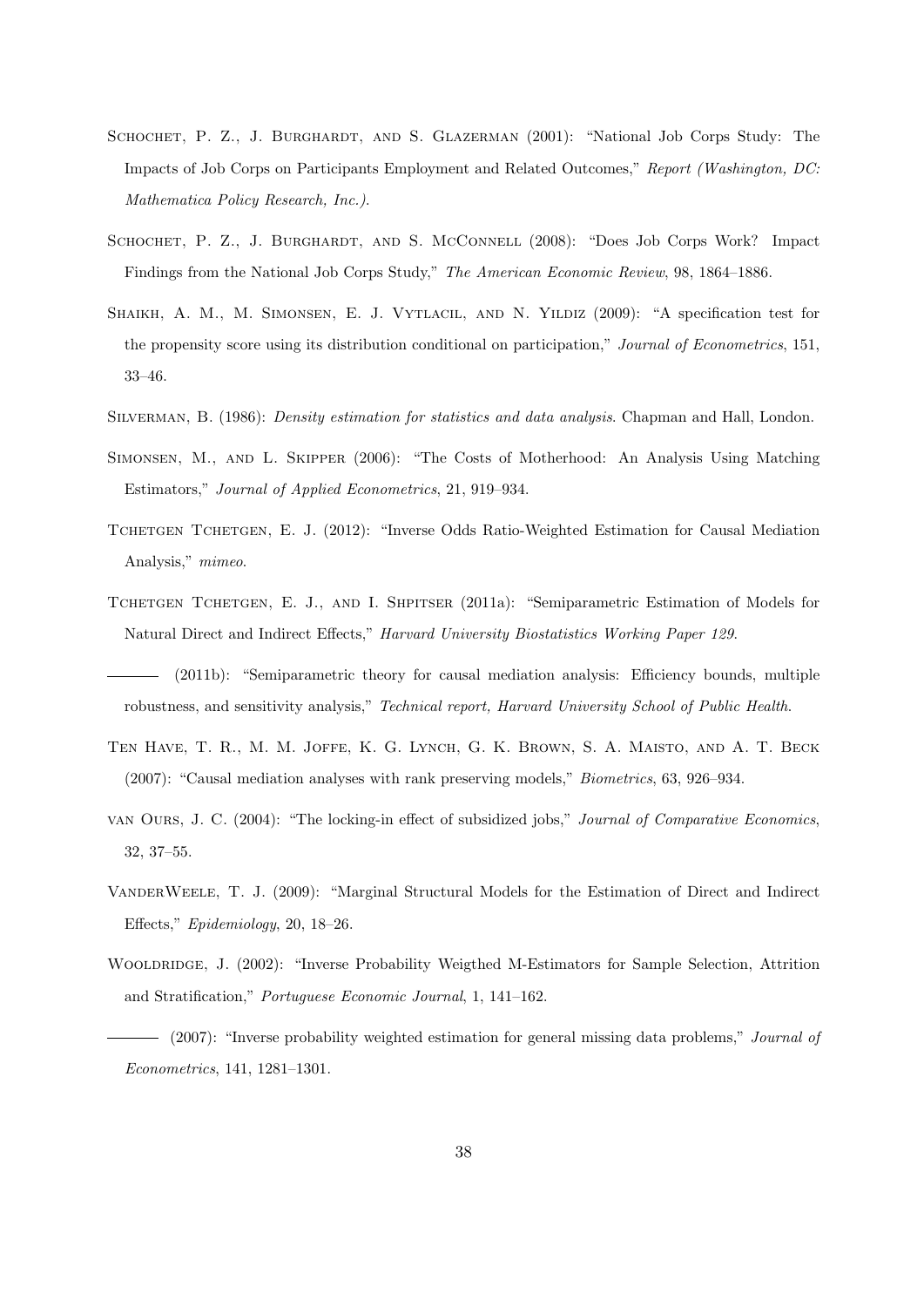Schochet, P. Z., J. Burghardt, and S. Glazerman (2001): "National Job Corps Study: The Impacts of Job Corps on Participants Employment and Related Outcomes," *Report (Washington, DC: Mathematica Policy Research, Inc.)*.

Schochet, P. Z., J. Burghardt, and S. McConnell (2008): "Does Job Corps Work? Impact Findings from the National Job Corps Study," *The American Economic Review*, 98, 1864–1886.

Shaikh, A. M., M. Simonsen, E. J. Vytlacil, and N. Yildiz (2009): "A specification test for the propensity score using its distribution conditional on participation," *Journal of Econometrics*, 151, 33–46.

Silverman, B. (1986): *Density estimation for statistics and data analysis*. Chapman and Hall, London.

Simonsen, M., and L. Skipper (2006): "The Costs of Motherhood: An Analysis Using Matching Estimators," *Journal of Applied Econometrics*, 21, 919–934.

Tchetgen Tchetgen, E. J. (2012): "Inverse Odds Ratio-Weighted Estimation for Causal Mediation Analysis," *mimeo*.

Tchetgen Tchetgen, E. J., and I. Shpitser (2011a): "Semiparametric Estimation of Models for Natural Direct and Indirect Effects," *Harvard University Biostatistics Working Paper 129*.

——— (2011b): "Semiparametric theory for causal mediation analysis: Efficiency bounds, multiple robustness, and sensitivity analysis," *Technical report, Harvard University School of Public Health*.

Ten Have, T. R., M. M. Joffe, K. G. Lynch, G. K. Brown, S. A. Maisto, and A. T. Beck (2007): "Causal mediation analyses with rank preserving models," *Biometrics*, 63, 926–934.

van Ours, J. C. (2004): "The locking-in effect of subsidized jobs," *Journal of Comparative Economics*, 32, 37–55.

VanderWeele, T. J. (2009): "Marginal Structural Models for the Estimation of Direct and Indirect Effects," *Epidemiology*, 20, 18–26.

Wooldridge, J. (2002): "Inverse Probability Weigthed M-Estimators for Sample Selection, Attrition and Stratification," *Portuguese Economic Journal*, 1, 141–162.

——— (2007): "Inverse probability weighted estimation for general missing data problems," *Journal of Econometrics*, 141, 1281–1301.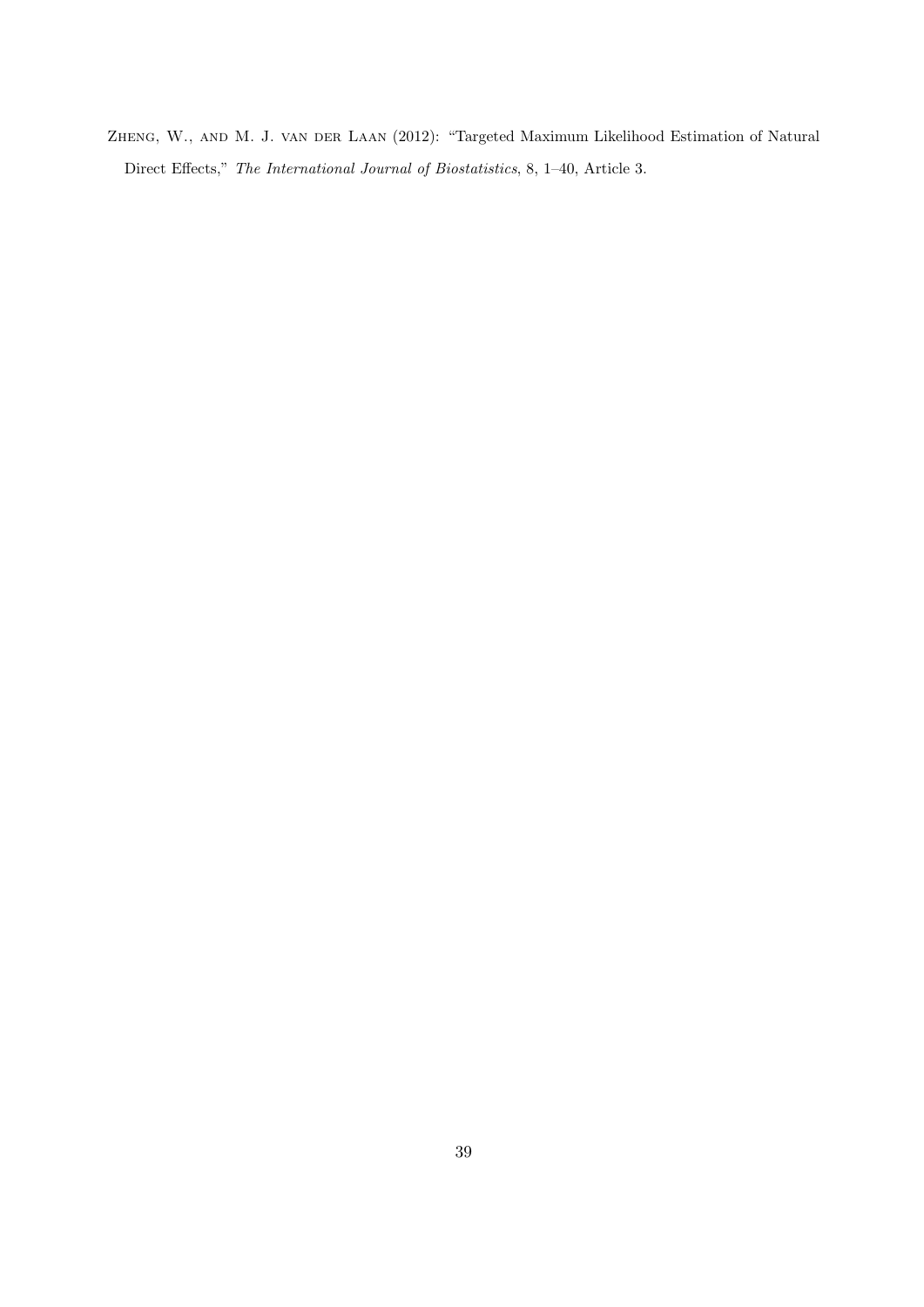Zheng, W., and M. J. van der Laan (2012): "Targeted Maximum Likelihood Estimation of Natural Direct Effects," *The International Journal of Biostatistics*, 8, 1–40, Article 3.